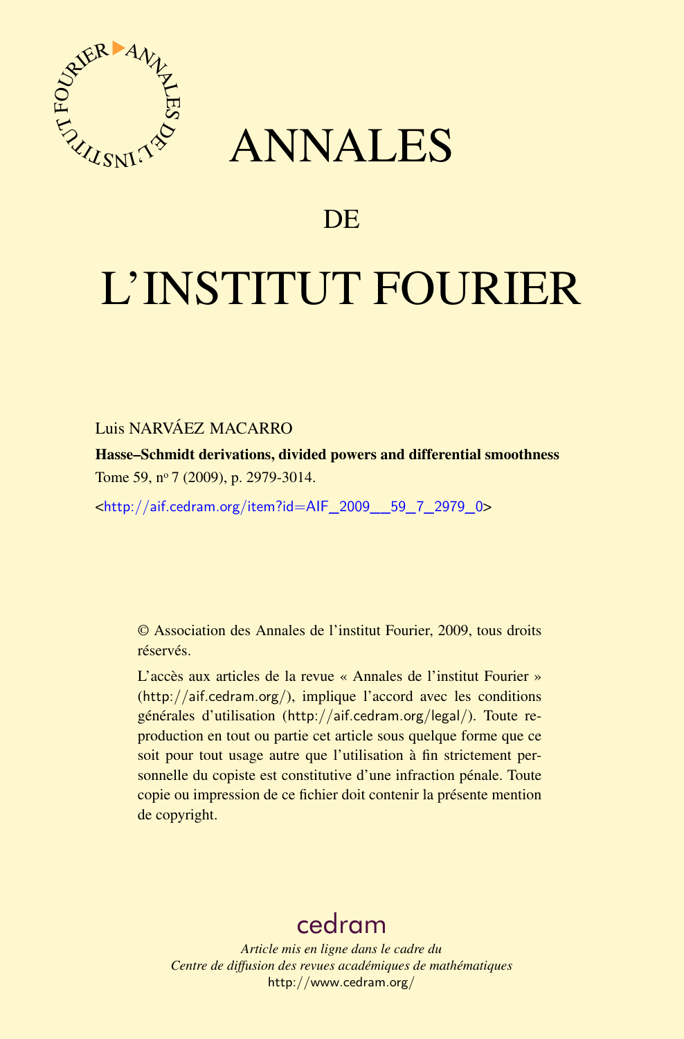# ANNALES

## DE

# L'INSTITUT FOURIER

Luis NARVÁEZ MACARRO

**Hasse–Schmidt derivations, divided powers and differential smoothness**

Tome 59, nº 7 (2009), p. 2979-3014.

<http://aif.cedram.org/item?id=AIF_2009__59_7_2979_0>

© Association des Annales de l'institut Fourier, 2009, tous droits réservés.

L'accès aux articles de la revue « Annales de l'institut Fourier » (http://aif.cedram.org/), implique l'accord avec les conditions générales d'utilisation (http://aif.cedram.org/legal/). Toute reproduction en tout ou partie cet article sous quelque forme que ce soit pour tout usage autre que l'utilisation à fin strictement personnelle du copiste est constitutive d'une infraction pénale. Toute copie ou impression de ce fichier doit contenir la présente mention de copyright.

cedram

*Article mis en ligne dans le cadre du*
*Centre de diffusion des revues académiques de mathématiques*
http://www.cedram.org/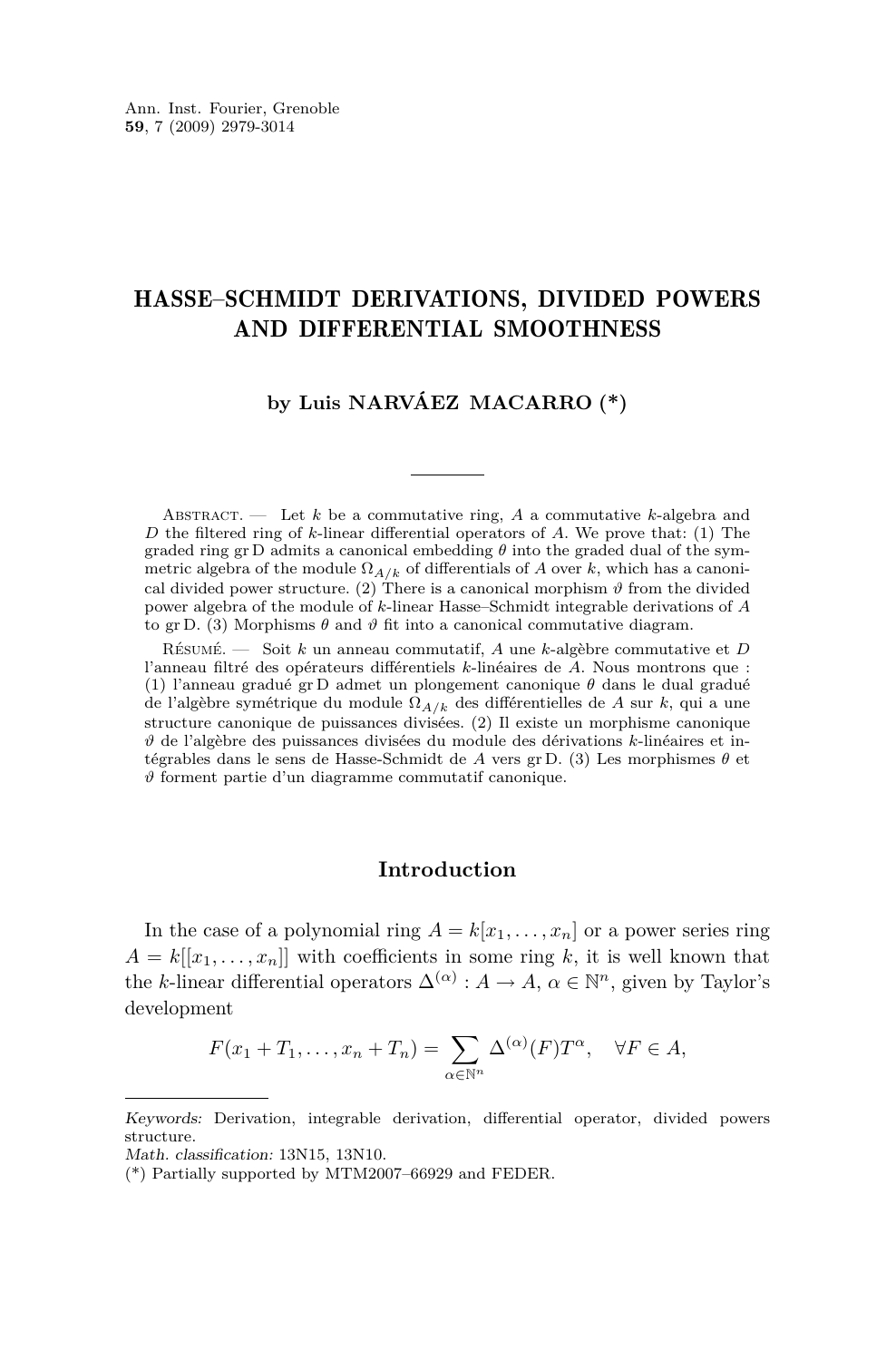# HASSE–SCHMIDT DERIVATIONS, DIVIDED POWERS AND DIFFERENTIAL SMOOTHNESS

**by Luis NARVÁEZ MACARRO (\*)**

---

Abstract. — Let $k$ be a commutative ring, $A$ a commutative $k$-algebra and $D$ the filtered ring of $k$-linear differential operators of $A$. We prove that: (1) The graded ring $\operatorname{gr} D$ admits a canonical embedding $\theta$ into the graded dual of the symmetric algebra of the module $\Omega_{A/k}$ of differentials of $A$ over $k$, which has a canonical divided power structure. (2) There is a canonical morphism $\vartheta$ from the divided power algebra of the module of $k$-linear Hasse–Schmidt integrable derivations of $A$ to $\operatorname{gr} D$. (3) Morphisms $\theta$ and $\vartheta$ fit into a canonical commutative diagram.

Résumé. — Soit $k$ un anneau commutatif, $A$ une $k$-algèbre commutative et $D$ l'anneau filtré des opérateurs différentiels $k$-linéaires de $A$. Nous montrons que : (1) l'anneau gradué $\operatorname{gr} D$ admet un plongement canonique $\theta$ dans le dual gradué de l'algèbre symétrique du module $\Omega_{A/k}$ des différentielles de $A$ sur $k$, qui a une structure canonique de puissances divisées. (2) Il existe un morphisme canonique $\vartheta$ de l'algèbre des puissances divisées du module des dérivations $k$-linéaires et intégrables dans le sens de Hasse-Schmidt de $A$ vers $\operatorname{gr} D$. (3) Les morphismes $\theta$ et $\vartheta$ forment partie d'un diagramme commutatif canonique.

## Introduction

In the case of a polynomial ring $A = k[x_1, \ldots, x_n]$ or a power series ring $A = k[[x_1, \ldots, x_n]]$ with coefficients in some ring $k$, it is well known that the $k$-linear differential operators $\Delta^{(\alpha)} : A \to A$, $\alpha \in \mathbb{N}^n$, given by Taylor's development

$$F(x_1 + T_1, \ldots, x_n + T_n) = \sum_{\alpha \in \mathbb{N}^n} \Delta^{(\alpha)}(F) T^\alpha, \quad \forall F \in A,$$

---

*Keywords:* Derivation, integrable derivation, differential operator, divided powers structure.
*Math. classification:* 13N15, 13N10.
(\*) Partially supported by MTM2007–66929 and FEDER.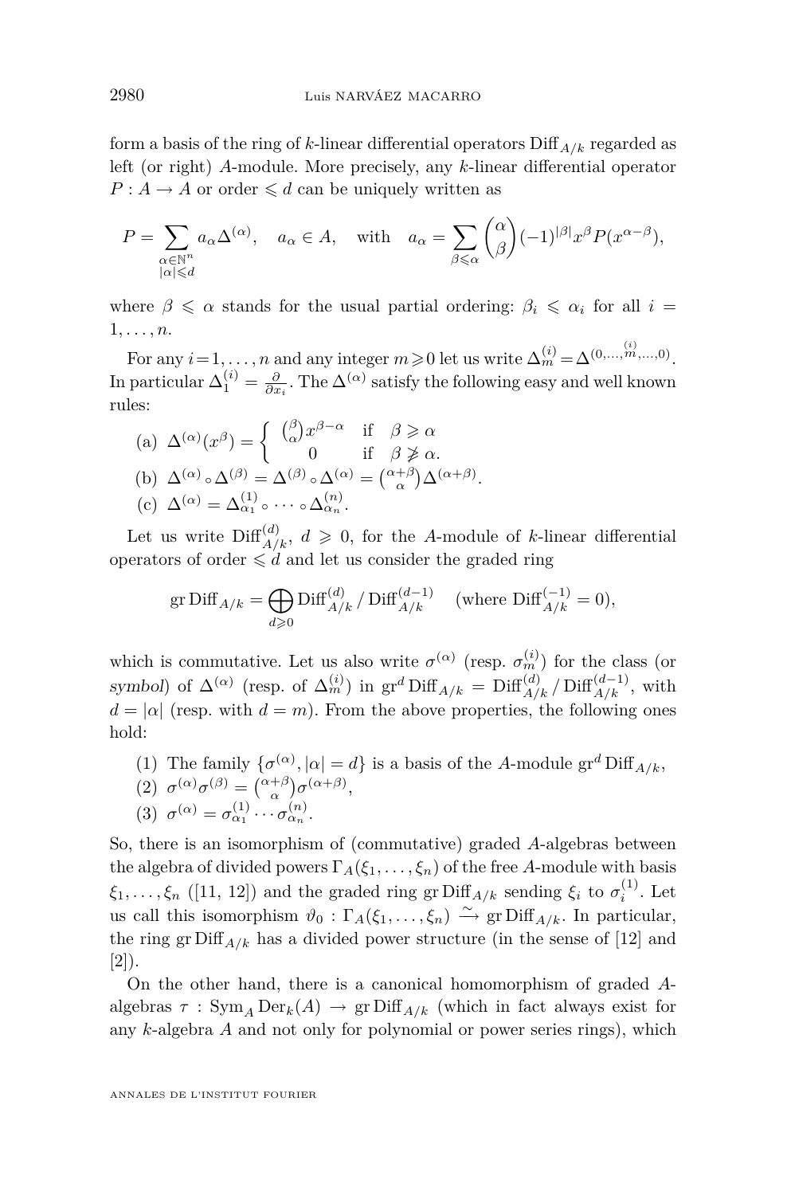form a basis of the ring of $k$-linear differential operators $\operatorname{Diff}_{A/k}$ regarded as left (or right) $A$-module. More precisely, any $k$-linear differential operator $P : A \to A$ or order $\leqslant d$ can be uniquely written as

$$P = \sum_{\substack{\alpha\in\mathbb{N}^n\\ |\alpha|\leqslant d}} a_\alpha \Delta^{(\alpha)}, \quad a_\alpha \in A, \quad \text{with} \quad a_\alpha = \sum_{\beta\leqslant\alpha} \binom{\alpha}{\beta} (-1)^{|\beta|} x^\beta P(x^{\alpha-\beta}),$$

where $\beta \leqslant \alpha$ stands for the usual partial ordering: $\beta_i \leqslant \alpha_i$ for all $i = 1,\dots,n$.

For any $i=1,\dots,n$ and any integer $m\geqslant 0$ let us write $\Delta^{(i)}_m = \Delta^{(0,\dots,\overset{(i)}{m},\dots,0)}$. In particular $\Delta^{(i)}_1 = \frac{\partial}{\partial x_i}$. The $\Delta^{(\alpha)}$ satisfy the following easy and well known rules:

(a) $\Delta^{(\alpha)}(x^\beta) = \begin{cases} \binom{\beta}{\alpha} x^{\beta-\alpha} & \text{if} \quad \beta \geqslant \alpha \\ 0 & \text{if} \quad \beta \not\geqslant \alpha. \end{cases}$

(b) $\Delta^{(\alpha)} \circ \Delta^{(\beta)} = \Delta^{(\beta)} \circ \Delta^{(\alpha)} = \binom{\alpha+\beta}{\alpha} \Delta^{(\alpha+\beta)}$.

(c) $\Delta^{(\alpha)} = \Delta^{(1)}_{\alpha_1} \circ \cdots \circ \Delta^{(n)}_{\alpha_n}$.

Let us write $\operatorname{Diff}^{(d)}_{A/k}$, $d \geqslant 0$, for the $A$-module of $k$-linear differential operators of order $\leqslant d$ and let us consider the graded ring

$$\operatorname{gr} \operatorname{Diff}_{A/k} = \bigoplus_{d\geqslant 0} \operatorname{Diff}^{(d)}_{A/k} / \operatorname{Diff}^{(d-1)}_{A/k} \quad (\text{where } \operatorname{Diff}^{(-1)}_{A/k} = 0),$$

which is commutative. Let us also write $\sigma^{(\alpha)}$ (resp. $\sigma^{(i)}_m$) for the class (or *symbol*) of $\Delta^{(\alpha)}$ (resp. of $\Delta^{(i)}_m$) in $\operatorname{gr}^d \operatorname{Diff}_{A/k} = \operatorname{Diff}^{(d)}_{A/k} / \operatorname{Diff}^{(d-1)}_{A/k}$, with $d = |\alpha|$ (resp. with $d = m$). From the above properties, the following ones hold:

(1) The family $\{\sigma^{(\alpha)}, |\alpha| = d\}$ is a basis of the $A$-module $\operatorname{gr}^d \operatorname{Diff}_{A/k}$,

(2) $\sigma^{(\alpha)}\sigma^{(\beta)} = \binom{\alpha+\beta}{\alpha} \sigma^{(\alpha+\beta)}$,

(3) $\sigma^{(\alpha)} = \sigma^{(1)}_{\alpha_1} \cdots \sigma^{(n)}_{\alpha_n}$.

So, there is an isomorphism of (commutative) graded $A$-algebras between the algebra of divided powers $\Gamma_A(\xi_1,\dots,\xi_n)$ of the free $A$-module with basis $\xi_1,\dots,\xi_n$ ([11, 12]) and the graded ring $\operatorname{gr} \operatorname{Diff}_{A/k}$ sending $\xi_i$ to $\sigma^{(1)}_i$. Let us call this isomorphism $\vartheta_0 : \Gamma_A(\xi_1,\dots,\xi_n) \xrightarrow{\sim} \operatorname{gr} \operatorname{Diff}_{A/k}$. In particular, the ring $\operatorname{gr} \operatorname{Diff}_{A/k}$ has a divided power structure (in the sense of [12] and [2]).

On the other hand, there is a canonical homomorphism of graded $A$-algebras $\tau : \operatorname{Sym}_A \operatorname{Der}_k(A) \to \operatorname{gr} \operatorname{Diff}_{A/k}$ (which in fact always exist for any $k$-algebra $A$ and not only for polynomial or power series rings), which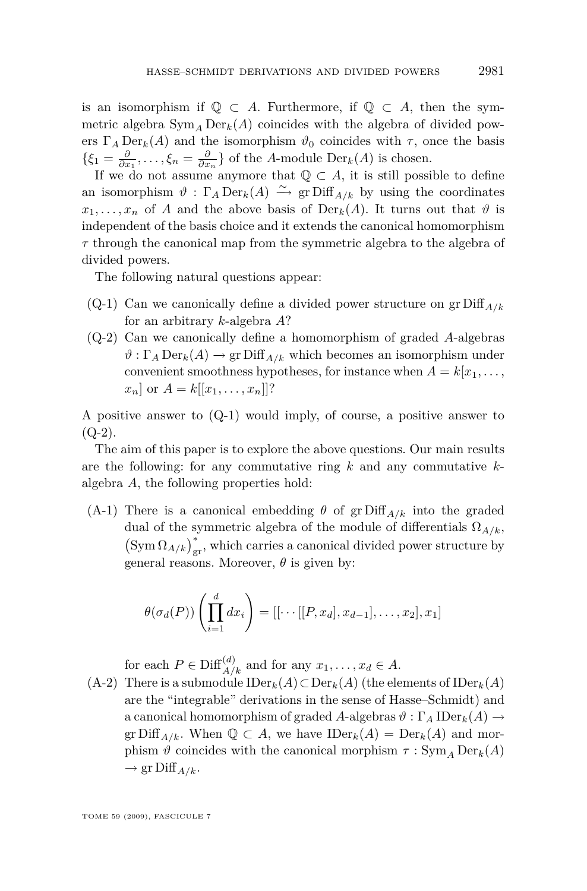is an isomorphism if $\mathbb{Q} \subset A$. Furthermore, if $\mathbb{Q} \subset A$, then the symmetric algebra $\operatorname{Sym}_A \operatorname{Der}_k(A)$ coincides with the algebra of divided powers $\Gamma_A \operatorname{Der}_k(A)$ and the isomorphism $\vartheta_0$ coincides with $\tau$, once the basis $\{\xi_1 = \frac{\partial}{\partial x_1}, \ldots, \xi_n = \frac{\partial}{\partial x_n}\}$ of the $A$-module $\operatorname{Der}_k(A)$ is chosen.

If we do not assume anymore that $\mathbb{Q} \subset A$, it is still possible to define an isomorphism $\vartheta : \Gamma_A \operatorname{Der}_k(A) \xrightarrow{\sim} \operatorname{gr} \operatorname{Diff}_{A/k}$ by using the coordinates $x_1, \ldots, x_n$ of $A$ and the above basis of $\operatorname{Der}_k(A)$. It turns out that $\vartheta$ is independent of the basis choice and it extends the canonical homomorphism $\tau$ through the canonical map from the symmetric algebra to the algebra of divided powers.

The following natural questions appear:

- (Q-1) Can we canonically define a divided power structure on $\operatorname{gr} \operatorname{Diff}_{A/k}$ for an arbitrary $k$-algebra $A$?
- (Q-2) Can we canonically define a homomorphism of graded $A$-algebras $\vartheta : \Gamma_A \operatorname{Der}_k(A) \to \operatorname{gr} \operatorname{Diff}_{A/k}$ which becomes an isomorphism under convenient smoothness hypotheses, for instance when $A = k[x_1, \ldots, x_n]$ or $A = k[[x_1, \ldots, x_n]]$?

A positive answer to (Q-1) would imply, of course, a positive answer to (Q-2).

The aim of this paper is to explore the above questions. Our main results are the following: for any commutative ring $k$ and any commutative $k$-algebra $A$, the following properties hold:

- (A-1) There is a canonical embedding $\theta$ of $\operatorname{gr} \operatorname{Diff}_{A/k}$ into the graded dual of the symmetric algebra of the module of differentials $\Omega_{A/k}$, $\left(\operatorname{Sym} \Omega_{A/k}\right)^*_{\mathrm{gr}}$, which carries a canonical divided power structure by general reasons. Moreover, $\theta$ is given by:

$$\theta(\sigma_d(P)) \left( \prod_{i=1}^{d} dx_i \right) = [[\cdots [[P, x_d], x_{d-1}], \ldots, x_2], x_1]$$

  for each $P \in \operatorname{Diff}^{(d)}_{A/k}$ and for any $x_1, \ldots, x_d \in A$.
- (A-2) There is a submodule $\operatorname{IDer}_k(A) \subset \operatorname{Der}_k(A)$ (the elements of $\operatorname{IDer}_k(A)$ are the "integrable" derivations in the sense of Hasse–Schmidt) and a canonical homomorphism of graded $A$-algebras $\vartheta : \Gamma_A \operatorname{IDer}_k(A) \to \operatorname{gr} \operatorname{Diff}_{A/k}$. When $\mathbb{Q} \subset A$, we have $\operatorname{IDer}_k(A) = \operatorname{Der}_k(A)$ and morphism $\vartheta$ coincides with the canonical morphism $\tau : \operatorname{Sym}_A \operatorname{Der}_k(A) \to \operatorname{gr} \operatorname{Diff}_{A/k}$.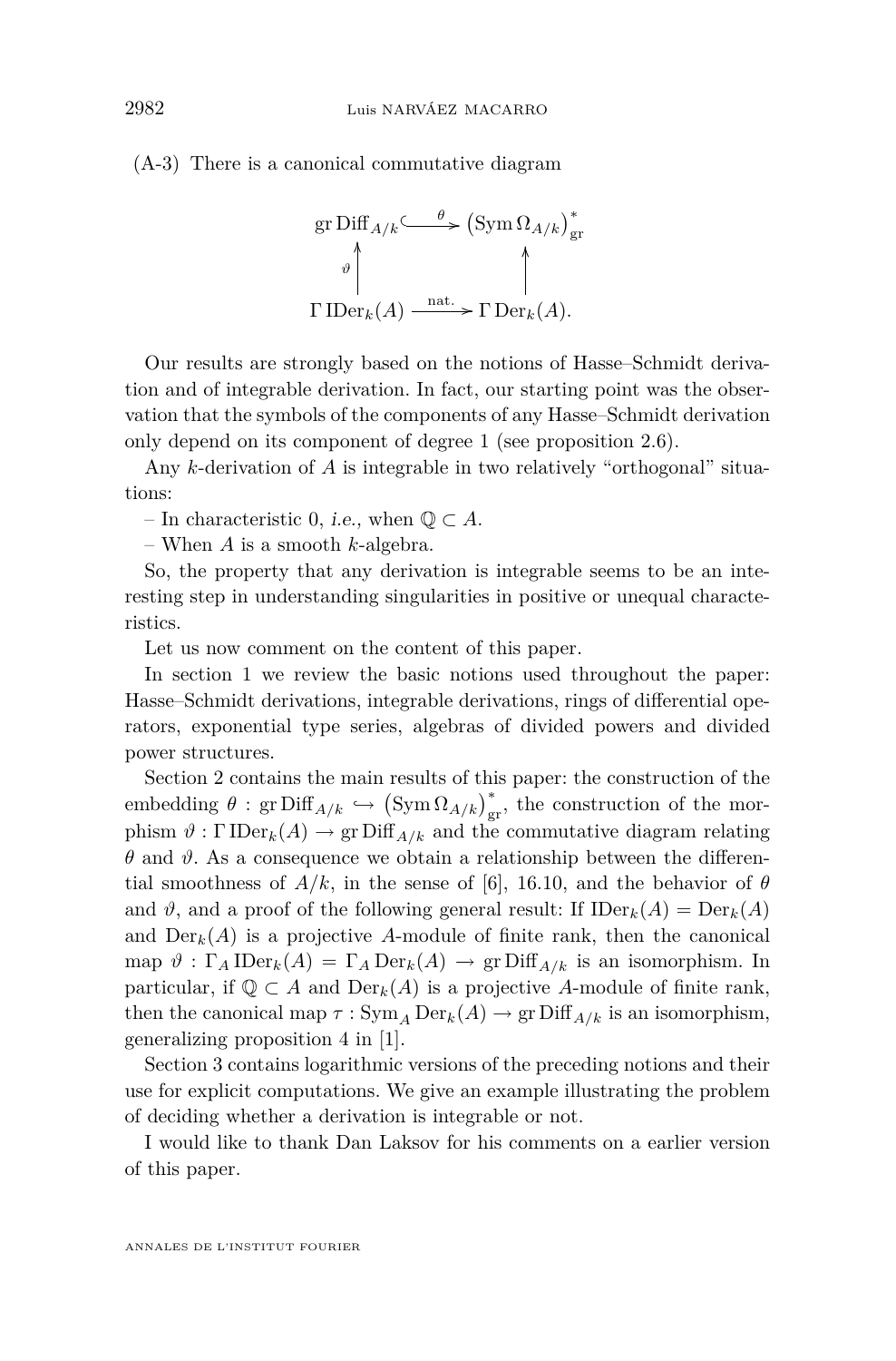(A-3) There is a canonical commutative diagram

$$\begin{array}{ccc} \operatorname{gr} \operatorname{Diff}_{A/k} & \overset{\theta}{\hookrightarrow} & \left(\operatorname{Sym} \Omega_{A/k}\right)^*_{\mathrm{gr}} \\ {\scriptstyle \vartheta}\uparrow & & \uparrow \\ \Gamma \operatorname{IDer}_k(A) & \xrightarrow{\text{nat.}} & \Gamma \operatorname{Der}_k(A). \end{array}$$

Our results are strongly based on the notions of Hasse–Schmidt derivation and of integrable derivation. In fact, our starting point was the observation that the symbols of the components of any Hasse–Schmidt derivation only depend on its component of degree 1 (see proposition 2.6).

Any $k$-derivation of $A$ is integrable in two relatively "orthogonal" situations:

– In characteristic 0, *i.e.,* when $\mathbb{Q} \subset A$.

– When $A$ is a smooth $k$-algebra.

So, the property that any derivation is integrable seems to be an interesting step in understanding singularities in positive or unequal characteristics.

Let us now comment on the content of this paper.

In section 1 we review the basic notions used throughout the paper: Hasse–Schmidt derivations, integrable derivations, rings of differential operators, exponential type series, algebras of divided powers and divided power structures.

Section 2 contains the main results of this paper: the construction of the embedding $\theta : \operatorname{gr} \operatorname{Diff}_{A/k} \hookrightarrow \left(\operatorname{Sym} \Omega_{A/k}\right)^*_{\mathrm{gr}}$, the construction of the morphism $\vartheta : \Gamma \operatorname{IDer}_k(A) \to \operatorname{gr} \operatorname{Diff}_{A/k}$ and the commutative diagram relating $\theta$ and $\vartheta$. As a consequence we obtain a relationship between the differential smoothness of $A/k$, in the sense of [6], 16.10, and the behavior of $\theta$ and $\vartheta$, and a proof of the following general result: If $\operatorname{IDer}_k(A) = \operatorname{Der}_k(A)$ and $\operatorname{Der}_k(A)$ is a projective $A$-module of finite rank, then the canonical map $\vartheta : \Gamma_A \operatorname{IDer}_k(A) = \Gamma_A \operatorname{Der}_k(A) \to \operatorname{gr} \operatorname{Diff}_{A/k}$ is an isomorphism. In particular, if $\mathbb{Q} \subset A$ and $\operatorname{Der}_k(A)$ is a projective $A$-module of finite rank, then the canonical map $\tau : \operatorname{Sym}_A \operatorname{Der}_k(A) \to \operatorname{gr} \operatorname{Diff}_{A/k}$ is an isomorphism, generalizing proposition 4 in [1].

Section 3 contains logarithmic versions of the preceding notions and their use for explicit computations. We give an example illustrating the problem of deciding whether a derivation is integrable or not.

I would like to thank Dan Laksov for his comments on a earlier version of this paper.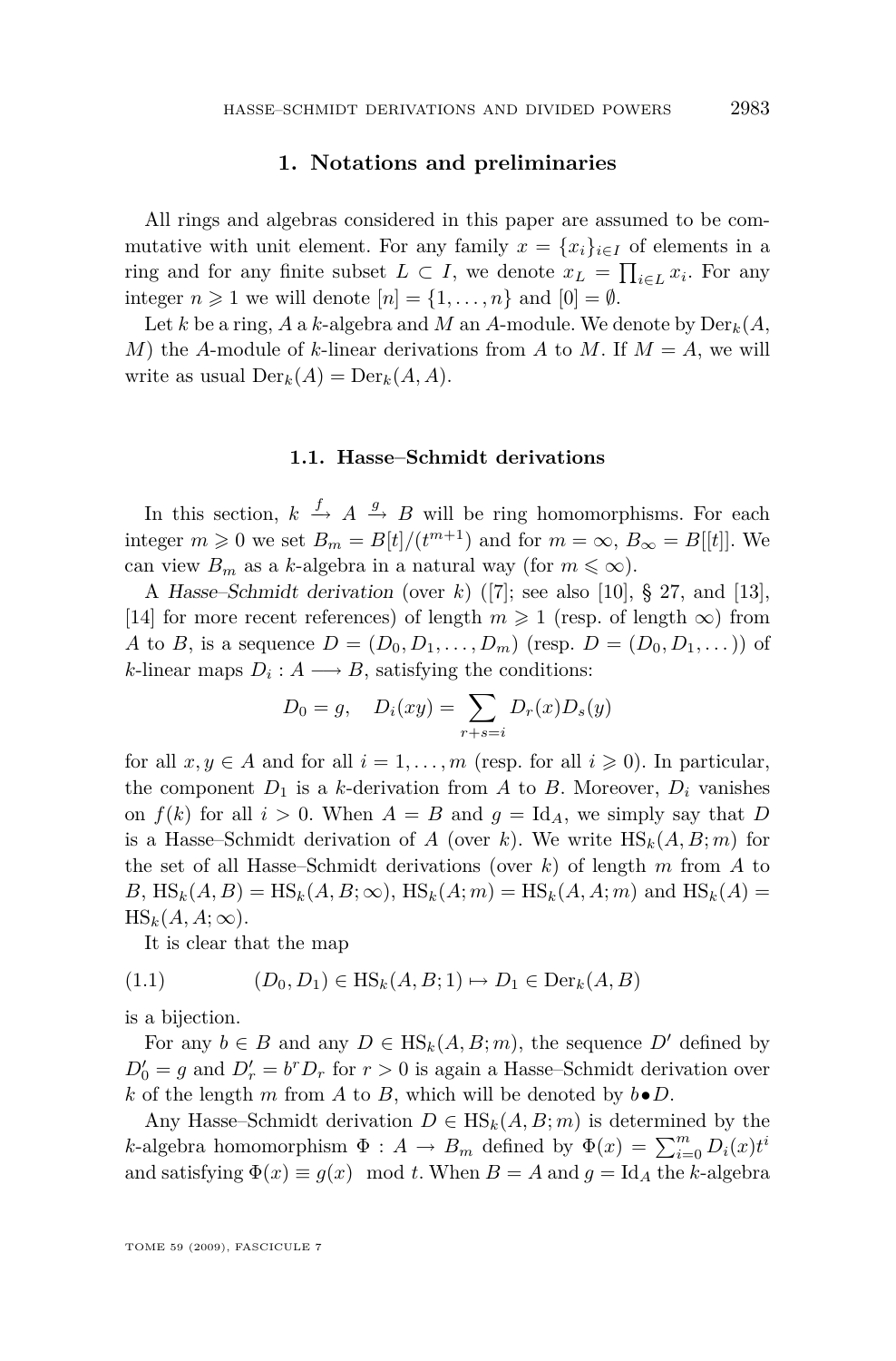## 1. Notations and preliminaries

All rings and algebras considered in this paper are assumed to be commutative with unit element. For any family $x = \{x_i\}_{i\in I}$ of elements in a ring and for any finite subset $L \subset I$, we denote $x_L = \prod_{i\in L} x_i$. For any integer $n \geqslant 1$ we will denote $[n] = \{1,\ldots,n\}$ and $[0] = \emptyset$.

Let $k$ be a ring, $A$ a $k$-algebra and $M$ an $A$-module. We denote by $\operatorname{Der}_k(A, M)$ the $A$-module of $k$-linear derivations from $A$ to $M$. If $M = A$, we will write as usual $\operatorname{Der}_k(A) = \operatorname{Der}_k(A,A)$.

### 1.1. Hasse–Schmidt derivations

In this section, $k \xrightarrow{f} A \xrightarrow{g} B$ will be ring homomorphisms. For each integer $m \geqslant 0$ we set $B_m = B[t]/(t^{m+1})$ and for $m = \infty$, $B_\infty = B[[t]]$. We can view $B_m$ as a $k$-algebra in a natural way (for $m \leqslant \infty$).

A *Hasse–Schmidt derivation* (over $k$) ([7]; see also [10], § 27, and [13], [14] for more recent references) of length $m \geqslant 1$ (resp. of length $\infty$) from $A$ to $B$, is a sequence $D = (D_0, D_1, \ldots, D_m)$ (resp. $D = (D_0, D_1, \ldots))$ of $k$-linear maps $D_i : A \longrightarrow B$, satisfying the conditions:

$$D_0 = g, \quad D_i(xy) = \sum_{r+s=i} D_r(x) D_s(y)$$

for all $x, y \in A$ and for all $i = 1, \ldots, m$ (resp. for all $i \geqslant 0$). In particular, the component $D_1$ is a $k$-derivation from $A$ to $B$. Moreover, $D_i$ vanishes on $f(k)$ for all $i > 0$. When $A = B$ and $g = \operatorname{Id}_A$, we simply say that $D$ is a Hasse–Schmidt derivation of $A$ (over $k$). We write $\operatorname{HS}_k(A, B; m)$ for the set of all Hasse–Schmidt derivations (over $k$) of length $m$ from $A$ to $B$, $\operatorname{HS}_k(A,B) = \operatorname{HS}_k(A,B;\infty)$, $\operatorname{HS}_k(A;m) = \operatorname{HS}_k(A,A;m)$ and $\operatorname{HS}_k(A) = \operatorname{HS}_k(A,A;\infty)$.

It is clear that the map

$$(D_0, D_1) \in \operatorname{HS}_k(A,B;1) \mapsto D_1 \in \operatorname{Der}_k(A,B) \tag{1.1}$$

is a bijection.

For any $b \in B$ and any $D \in \operatorname{HS}_k(A,B;m)$, the sequence $D'$ defined by $D'_0 = g$ and $D'_r = b^r D_r$ for $r > 0$ is again a Hasse–Schmidt derivation over $k$ of the length $m$ from $A$ to $B$, which will be denoted by $b \bullet D$.

Any Hasse–Schmidt derivation $D \in \operatorname{HS}_k(A,B;m)$ is determined by the $k$-algebra homomorphism $\Phi : A \to B_m$ defined by $\Phi(x) = \sum_{i=0}^m D_i(x) t^i$ and satisfying $\Phi(x) \equiv g(x) \mod t$. When $B = A$ and $g = \operatorname{Id}_A$ the $k$-algebra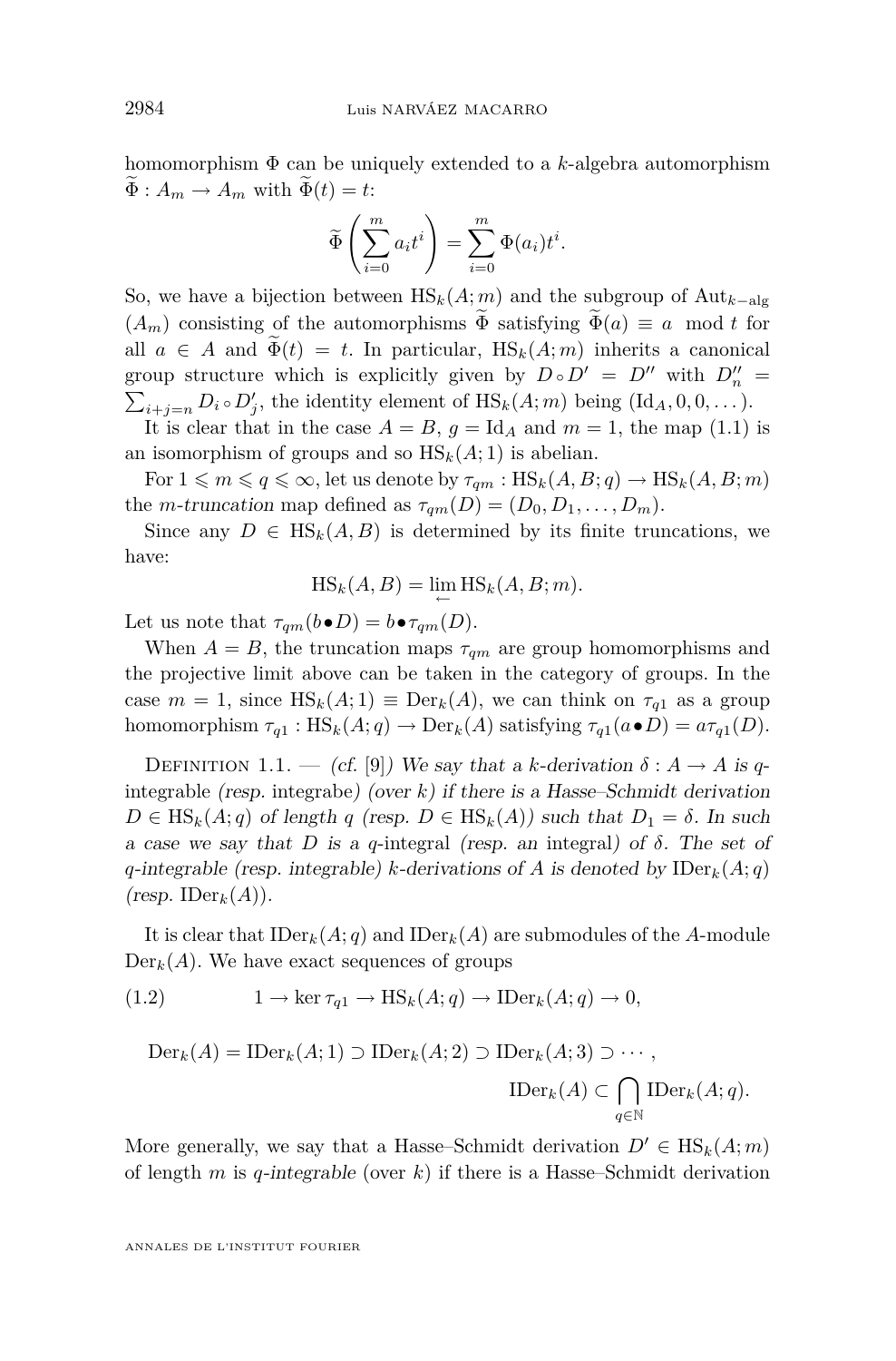homomorphism $\Phi$ can be uniquely extended to a $k$-algebra automorphism $\widetilde{\Phi} : A_m \to A_m$ with $\widetilde{\Phi}(t) = t$:

$$\widetilde{\Phi}\left(\sum_{i=0}^{m} a_i t^i\right) = \sum_{i=0}^{m} \Phi(a_i) t^i.$$

So, we have a bijection between $\mathrm{HS}_k(A; m)$ and the subgroup of $\mathrm{Aut}_{k-\mathrm{alg}}(A_m)$ consisting of the automorphisms $\widetilde{\Phi}$ satisfying $\widetilde{\Phi}(a) \equiv a \mod t$ for all $a \in A$ and $\widetilde{\Phi}(t) = t$. In particular, $\mathrm{HS}_k(A; m)$ inherits a canonical group structure which is explicitly given by $D \circ D' = D''$ with $D''_n = \sum_{i+j=n} D_i \circ D'_j$, the identity element of $\mathrm{HS}_k(A; m)$ being $(\mathrm{Id}_A, 0, 0, \dots)$.

It is clear that in the case $A = B$, $g = \mathrm{Id}_A$ and $m = 1$, the map (1.1) is an isomorphism of groups and so $\mathrm{HS}_k(A; 1)$ is abelian.

For $1 \leqslant m \leqslant q \leqslant \infty$, let us denote by $\tau_{qm} : \mathrm{HS}_k(A, B; q) \to \mathrm{HS}_k(A, B; m)$ the *m-truncation* map defined as $\tau_{qm}(D) = (D_0, D_1, \dots, D_m)$.

Since any $D \in \mathrm{HS}_k(A, B)$ is determined by its finite truncations, we have:

$$\mathrm{HS}_k(A, B) = \varprojlim \mathrm{HS}_k(A, B; m).$$

Let us note that $\tau_{qm}(b \bullet D) = b \bullet \tau_{qm}(D)$.

When $A = B$, the truncation maps $\tau_{qm}$ are group homomorphisms and the projective limit above can be taken in the category of groups. In the case $m = 1$, since $\mathrm{HS}_k(A; 1) \equiv \mathrm{Der}_k(A)$, we can think on $\tau_{q1}$ as a group homomorphism $\tau_{q1} : \mathrm{HS}_k(A; q) \to \mathrm{Der}_k(A)$ satisfying $\tau_{q1}(a \bullet D) = a\tau_{q1}(D)$.

Definition 1.1. — *(cf. [9]) We say that a $k$-derivation $\delta : A \to A$ is* q-integrable *(resp.* integrabe*) (over $k$) if there is a Hasse–Schmidt derivation $D \in \mathrm{HS}_k(A; q)$ of length $q$ (resp. $D \in \mathrm{HS}_k(A)$) such that $D_1 = \delta$. In such a case we say that $D$ is a* q-integral *(resp. an* integral*) of $\delta$. The set of $q$-integrable (resp. integrable) $k$-derivations of $A$ is denoted by $\mathrm{IDer}_k(A; q)$ (resp. $\mathrm{IDer}_k(A)$).*

It is clear that $\mathrm{IDer}_k(A; q)$ and $\mathrm{IDer}_k(A)$ are submodules of the $A$-module $\mathrm{Der}_k(A)$. We have exact sequences of groups

$$1 \to \ker \tau_{q1} \to \mathrm{HS}_k(A; q) \to \mathrm{IDer}_k(A; q) \to 0, \tag{1.2}$$

$$\mathrm{Der}_k(A) = \mathrm{IDer}_k(A; 1) \supset \mathrm{IDer}_k(A; 2) \supset \mathrm{IDer}_k(A; 3) \supset \cdots,$$

$$\mathrm{IDer}_k(A) \subset \bigcap_{q \in \mathbb{N}} \mathrm{IDer}_k(A; q).$$

More generally, we say that a Hasse–Schmidt derivation $D' \in \mathrm{HS}_k(A; m)$ of length $m$ is *q-integrable* (over $k$) if there is a Hasse–Schmidt derivation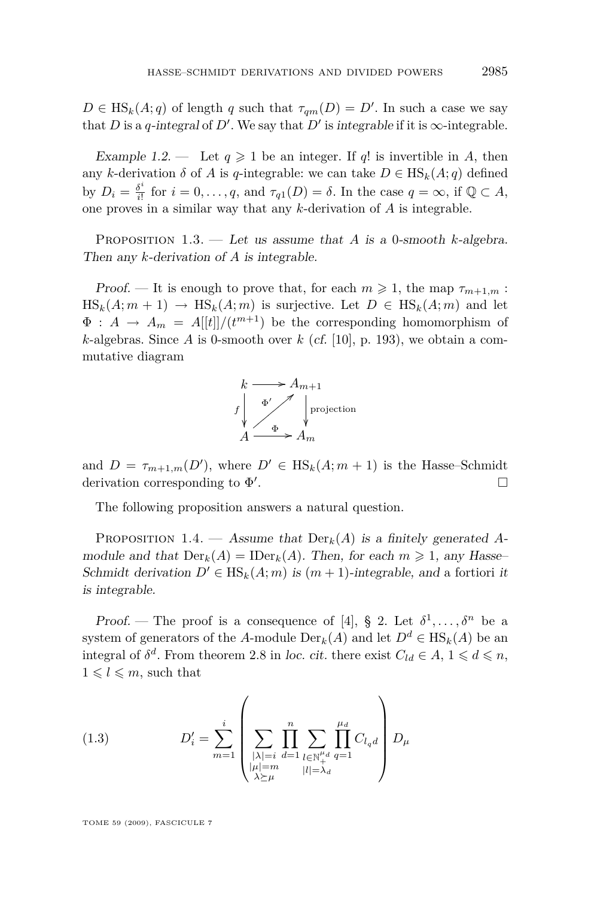$D \in \mathrm{HS}_k(A;q)$ of length $q$ such that $\tau_{qm}(D) = D'$. In such a case we say that $D$ is a *$q$-integral* of $D'$. We say that $D'$ is *integrable* if it is $\infty$-integrable.

*Example 1.2.* — Let $q \geqslant 1$ be an integer. If $q!$ is invertible in $A$, then any $k$-derivation $\delta$ of $A$ is $q$-integrable: we can take $D \in \mathrm{HS}_k(A;q)$ defined by $D_i = \frac{\delta^i}{i!}$ for $i = 0, \dots, q$, and $\tau_{q1}(D) = \delta$. In the case $q = \infty$, if $\mathbb{Q} \subset A$, one proves in a similar way that any $k$-derivation of $A$ is integrable.

Proposition 1.3. — *Let us assume that $A$ is a 0-smooth $k$-algebra. Then any $k$-derivation of $A$ is integrable.*

*Proof.* — It is enough to prove that, for each $m \geqslant 1$, the map $\tau_{m+1,m} : \mathrm{HS}_k(A;m+1) \to \mathrm{HS}_k(A;m)$ is surjective. Let $D \in \mathrm{HS}_k(A;m)$ and let $\Phi : A \to A_m = A[[t]]/(t^{m+1})$ be the corresponding homomorphism of $k$-algebras. Since $A$ is 0-smooth over $k$ (*cf.* [10], p. 193), we obtain a commutative diagram

$$\begin{array}{ccc} k & \longrightarrow & A_{m+1} \\ {\scriptstyle f}\downarrow & \overset{\Phi'}{\nearrow} & \downarrow{\scriptstyle \text{projection}} \\ A & \xrightarrow{\ \Phi\ } & A_m \end{array}$$

and $D = \tau_{m+1,m}(D')$, where $D' \in \mathrm{HS}_k(A;m+1)$ is the Hasse–Schmidt derivation corresponding to $\Phi'$. $\square$

The following proposition answers a natural question.

Proposition 1.4. — *Assume that $\mathrm{Der}_k(A)$ is a finitely generated $A$-module and that $\mathrm{Der}_k(A) = \mathrm{IDer}_k(A)$. Then, for each $m \geqslant 1$, any Hasse–Schmidt derivation $D' \in \mathrm{HS}_k(A;m)$ is $(m+1)$-integrable, and* a fortiori *it is integrable.*

*Proof.* — The proof is a consequence of [4], § 2. Let $\delta^1, \dots, \delta^n$ be a system of generators of the $A$-module $\mathrm{Der}_k(A)$ and let $D^d \in \mathrm{HS}_k(A)$ be an integral of $\delta^d$. From theorem 2.8 in *loc. cit.* there exist $C_{ld} \in A$, $1 \leqslant d \leqslant n$, $1 \leqslant l \leqslant m$, such that

$$D'_i = \sum_{m=1}^{i} \left( \sum_{\substack{|\lambda|=i \\ |\mu|=m \\ \lambda \succeq \mu}} \prod_{d=1}^{n} \sum_{\substack{l \in \mathbb{N}_+^{\mu_d} \\ |l|=\lambda_d}} \prod_{q=1}^{\mu_d} C_{l_q d} \right) D_\mu \tag{1.3}$$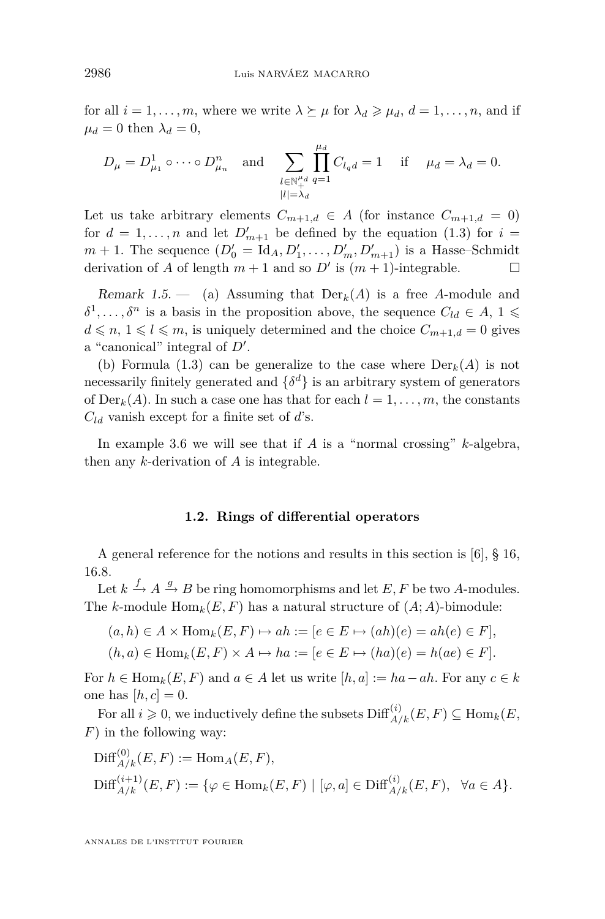for all $i = 1, \dots, m$, where we write $\lambda \succeq \mu$ for $\lambda_d \geqslant \mu_d$, $d = 1, \dots, n$, and if $\mu_d = 0$ then $\lambda_d = 0$,

$$D_\mu = D^1_{\mu_1} \circ \cdots \circ D^n_{\mu_n} \quad \text{and} \quad \sum_{\substack{l \in \mathbb{N}_+^{\mu_d} \\ |l| = \lambda_d}} \prod_{q=1}^{\mu_d} C_{l_q d} = 1 \quad \text{if} \quad \mu_d = \lambda_d = 0.$$

Let us take arbitrary elements $C_{m+1,d} \in A$ (for instance $C_{m+1,d} = 0$) for $d = 1, \dots, n$ and let $D'_{m+1}$ be defined by the equation (1.3) for $i = m+1$. The sequence $(D'_0 = \mathrm{Id}_A, D'_1, \dots, D'_m, D'_{m+1})$ is a Hasse–Schmidt derivation of $A$ of length $m+1$ and so $D'$ is $(m+1)$-integrable. □

*Remark 1.5.* — (a) Assuming that $\mathrm{Der}_k(A)$ is a free $A$-module and $\delta^1, \dots, \delta^n$ is a basis in the proposition above, the sequence $C_{ld} \in A$, $1 \leqslant d \leqslant n$, $1 \leqslant l \leqslant m$, is uniquely determined and the choice $C_{m+1,d} = 0$ gives a "canonical" integral of $D'$.

(b) Formula (1.3) can be generalize to the case where $\mathrm{Der}_k(A)$ is not necessarily finitely generated and $\{\delta^d\}$ is an arbitrary system of generators of $\mathrm{Der}_k(A)$. In such a case one has that for each $l = 1, \dots, m$, the constants $C_{ld}$ vanish except for a finite set of $d$'s.

In example 3.6 we will see that if $A$ is a "normal crossing" $k$-algebra, then any $k$-derivation of $A$ is integrable.

### 1.2. Rings of differential operators

A general reference for the notions and results in this section is [6], § 16, 16.8.

Let $k \xrightarrow{f} A \xrightarrow{g} B$ be ring homomorphisms and let $E, F$ be two $A$-modules. The $k$-module $\mathrm{Hom}_k(E, F)$ has a natural structure of $(A;A)$-bimodule:

$$(a, h) \in A \times \mathrm{Hom}_k(E, F) \mapsto ah := [e \in E \mapsto (ah)(e) = ah(e) \in F],$$
$$(h, a) \in \mathrm{Hom}_k(E, F) \times A \mapsto ha := [e \in E \mapsto (ha)(e) = h(ae) \in F].$$

For $h \in \mathrm{Hom}_k(E, F)$ and $a \in A$ let us write $[h, a] := ha - ah$. For any $c \in k$ one has $[h, c] = 0$.

For all $i \geqslant 0$, we inductively define the subsets $\mathrm{Diff}^{(i)}_{A/k}(E, F) \subseteq \mathrm{Hom}_k(E, F)$ in the following way:

$$\mathrm{Diff}^{(0)}_{A/k}(E, F) := \mathrm{Hom}_A(E, F),$$
$$\mathrm{Diff}^{(i+1)}_{A/k}(E, F) := \{\varphi \in \mathrm{Hom}_k(E, F) \mid [\varphi, a] \in \mathrm{Diff}^{(i)}_{A/k}(E, F), \quad \forall a \in A\}.$$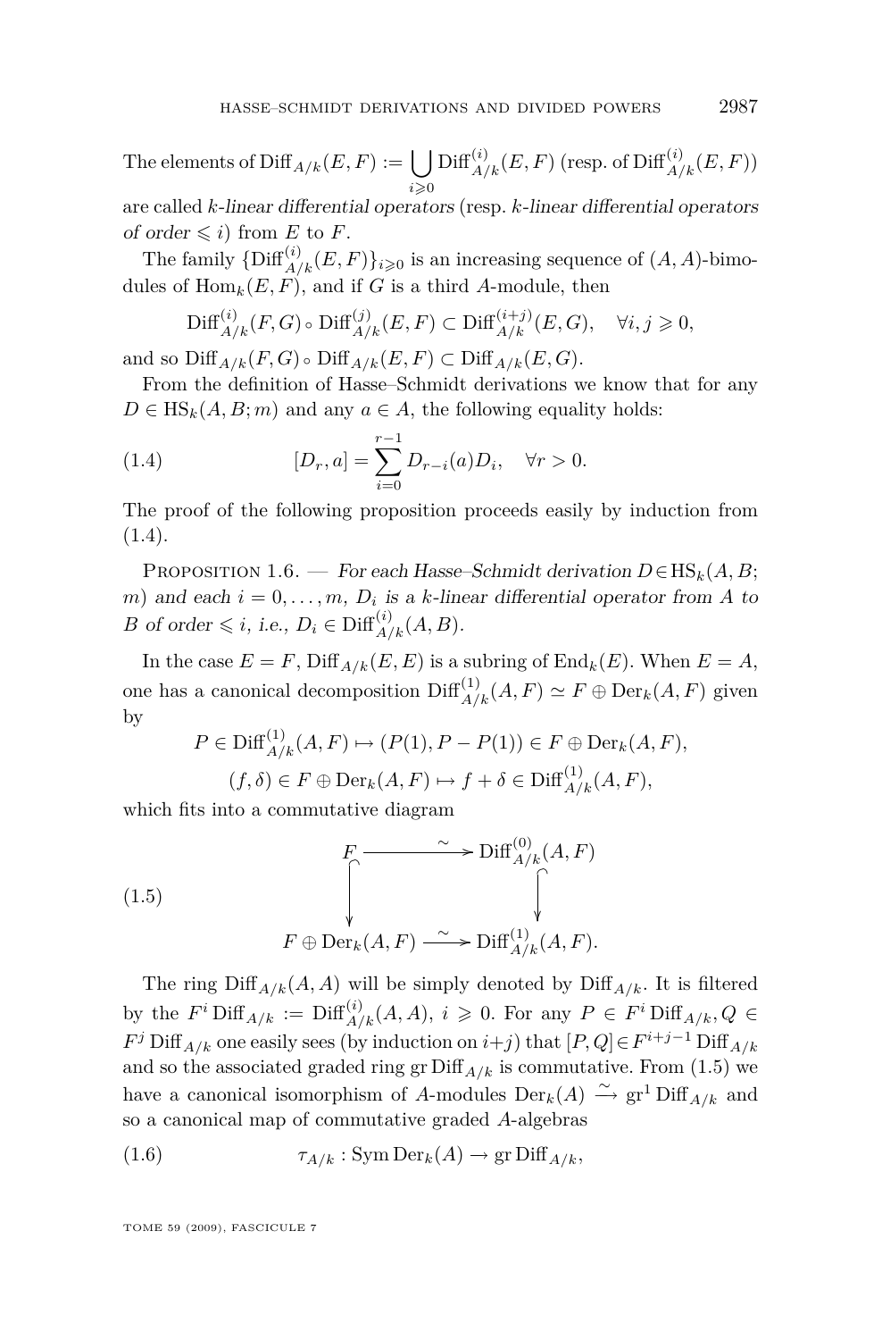The elements of $\operatorname{Diff}_{A/k}(E,F) := \bigcup_{i\geqslant 0} \operatorname{Diff}^{(i)}_{A/k}(E,F)$ (resp. of $\operatorname{Diff}^{(i)}_{A/k}(E,F)$) are called *k-linear differential operators* (resp. *k-linear differential operators of order* $\leqslant i$) from $E$ to $F$.

The family $\{\operatorname{Diff}^{(i)}_{A/k}(E,F)\}_{i\geqslant 0}$ is an increasing sequence of $(A,A)$-bimodules of $\operatorname{Hom}_k(E,F)$, and if $G$ is a third $A$-module, then

$$\operatorname{Diff}^{(i)}_{A/k}(F,G) \circ \operatorname{Diff}^{(j)}_{A/k}(E,F) \subset \operatorname{Diff}^{(i+j)}_{A/k}(E,G), \quad \forall i,j \geqslant 0,$$

and so $\operatorname{Diff}_{A/k}(F,G) \circ \operatorname{Diff}_{A/k}(E,F) \subset \operatorname{Diff}_{A/k}(E,G)$.

From the definition of Hasse–Schmidt derivations we know that for any $D \in \operatorname{HS}_k(A,B;m)$ and any $a \in A$, the following equality holds:

$$[D_r, a] = \sum_{i=0}^{r-1} D_{r-i}(a) D_i, \quad \forall r > 0. \tag{1.4}$$

The proof of the following proposition proceeds easily by induction from (1.4).

Proposition 1.6. — *For each Hasse–Schmidt derivation $D \in \operatorname{HS}_k(A,B;m)$ and each $i = 0,\dots,m$, $D_i$ is a $k$-linear differential operator from $A$ to $B$ of order $\leqslant i$, i.e., $D_i \in \operatorname{Diff}^{(i)}_{A/k}(A,B)$.*

In the case $E = F$, $\operatorname{Diff}_{A/k}(E,E)$ is a subring of $\operatorname{End}_k(E)$. When $E = A$, one has a canonical decomposition $\operatorname{Diff}^{(1)}_{A/k}(A,F) \simeq F \oplus \operatorname{Der}_k(A,F)$ given by

$$P \in \operatorname{Diff}^{(1)}_{A/k}(A,F) \mapsto (P(1), P - P(1)) \in F \oplus \operatorname{Der}_k(A,F),$$

$$(f,\delta) \in F \oplus \operatorname{Der}_k(A,F) \mapsto f + \delta \in \operatorname{Diff}^{(1)}_{A/k}(A,F),$$

which fits into a commutative diagram

$$\begin{array}{ccc} F & \xrightarrow{\ \sim\ } & \operatorname{Diff}^{(0)}_{A/k}(A,F) \\ \big\downarrow & & \big\downarrow \\ F \oplus \operatorname{Der}_k(A,F) & \xrightarrow{\ \sim\ } & \operatorname{Diff}^{(1)}_{A/k}(A,F). \end{array} \tag{1.5}$$

The ring $\operatorname{Diff}_{A/k}(A,A)$ will be simply denoted by $\operatorname{Diff}_{A/k}$. It is filtered by the $F^i \operatorname{Diff}_{A/k} := \operatorname{Diff}^{(i)}_{A/k}(A,A)$, $i \geqslant 0$. For any $P \in F^i \operatorname{Diff}_{A/k}, Q \in F^j \operatorname{Diff}_{A/k}$ one easily sees (by induction on $i+j$) that $[P,Q] \in F^{i+j-1} \operatorname{Diff}_{A/k}$ and so the associated graded ring $\operatorname{gr} \operatorname{Diff}_{A/k}$ is commutative. From (1.5) we have a canonical isomorphism of $A$-modules $\operatorname{Der}_k(A) \xrightarrow{\sim} \operatorname{gr}^1 \operatorname{Diff}_{A/k}$ and so a canonical map of commutative graded $A$-algebras

$$\tau_{A/k} : \operatorname{Sym} \operatorname{Der}_k(A) \to \operatorname{gr} \operatorname{Diff}_{A/k}, \tag{1.6}$$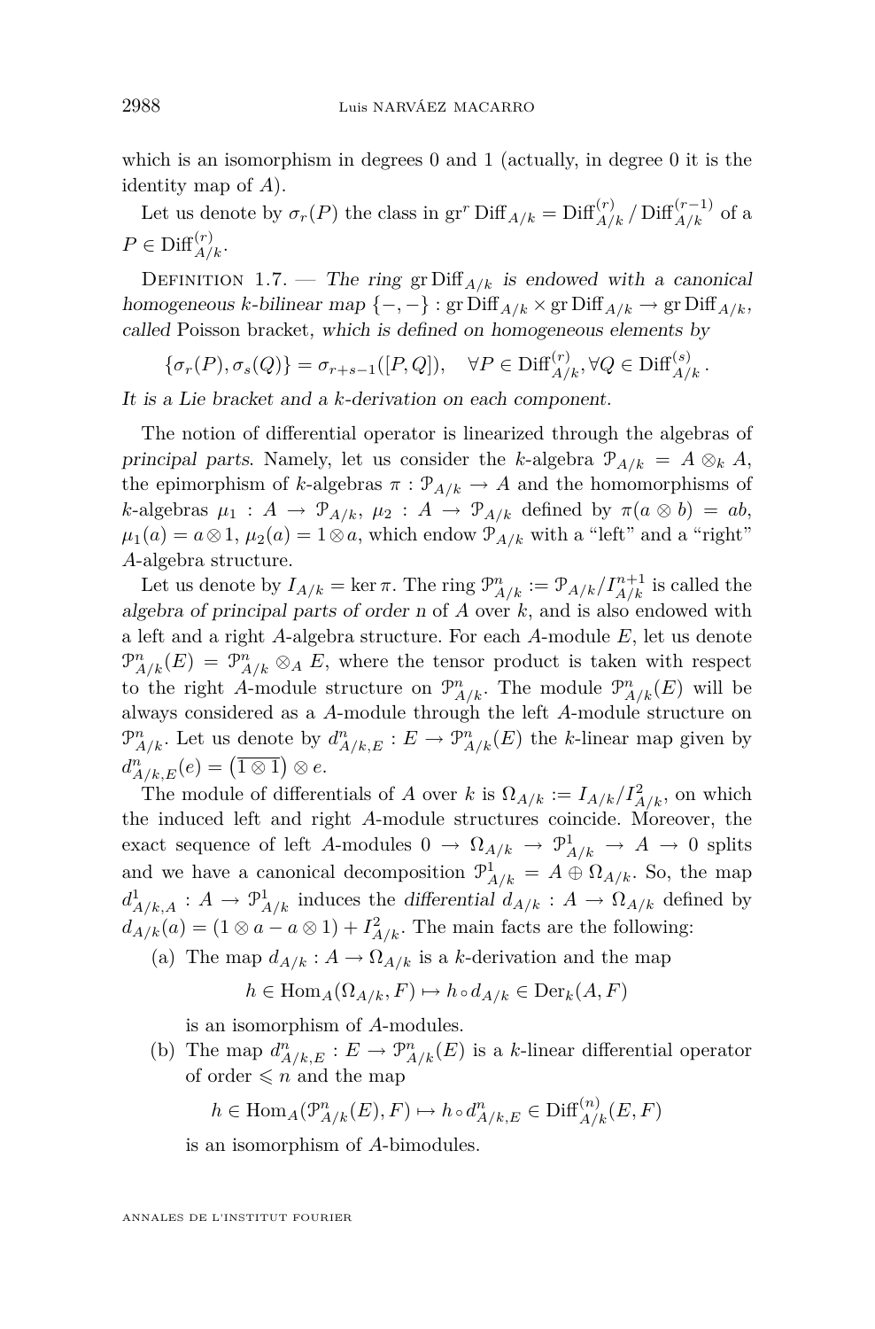which is an isomorphism in degrees 0 and 1 (actually, in degree 0 it is the identity map of $A$).

Let us denote by $\sigma_r(P)$ the class in $\operatorname{gr}^r \operatorname{Diff}_{A/k} = \operatorname{Diff}^{(r)}_{A/k} / \operatorname{Diff}^{(r-1)}_{A/k}$ of a $P \in \operatorname{Diff}^{(r)}_{A/k}$.

Definition 1.7. — *The ring* $\operatorname{gr}\operatorname{Diff}_{A/k}$ *is endowed with a canonical homogeneous* $k$*-bilinear map* $\{-,-\} : \operatorname{gr}\operatorname{Diff}_{A/k} \times \operatorname{gr}\operatorname{Diff}_{A/k} \to \operatorname{gr}\operatorname{Diff}_{A/k}$, *called* Poisson bracket, *which is defined on homogeneous elements by*

$$\{\sigma_r(P), \sigma_s(Q)\} = \sigma_{r+s-1}([P,Q]), \quad \forall P \in \operatorname{Diff}^{(r)}_{A/k}, \forall Q \in \operatorname{Diff}^{(s)}_{A/k}.$$

*It is a Lie bracket and a* $k$*-derivation on each component.*

The notion of differential operator is linearized through the algebras of *principal parts*. Namely, let us consider the $k$-algebra $\mathcal{P}_{A/k} = A \otimes_k A$, the epimorphism of $k$-algebras $\pi : \mathcal{P}_{A/k} \to A$ and the homomorphisms of $k$-algebras $\mu_1 : A \to \mathcal{P}_{A/k}$, $\mu_2 : A \to \mathcal{P}_{A/k}$ defined by $\pi(a \otimes b) = ab$, $\mu_1(a) = a \otimes 1$, $\mu_2(a) = 1 \otimes a$, which endow $\mathcal{P}_{A/k}$ with a "left" and a "right" $A$-algebra structure.

Let us denote by $I_{A/k} = \ker \pi$. The ring $\mathcal{P}^n_{A/k} := \mathcal{P}_{A/k}/I^{n+1}_{A/k}$ is called the *algebra of principal parts of order* $n$ of $A$ over $k$, and is also endowed with a left and a right $A$-algebra structure. For each $A$-module $E$, let us denote $\mathcal{P}^n_{A/k}(E) = \mathcal{P}^n_{A/k} \otimes_A E$, where the tensor product is taken with respect to the right $A$-module structure on $\mathcal{P}^n_{A/k}$. The module $\mathcal{P}^n_{A/k}(E)$ will be always considered as a $A$-module through the left $A$-module structure on $\mathcal{P}^n_{A/k}$. Let us denote by $d^n_{A/k,E} : E \to \mathcal{P}^n_{A/k}(E)$ the $k$-linear map given by $d^n_{A/k,E}(e) = \left(\overline{1 \otimes 1}\right) \otimes e$.

The module of differentials of $A$ over $k$ is $\Omega_{A/k} := I_{A/k}/I^2_{A/k}$, on which the induced left and right $A$-module structures coincide. Moreover, the exact sequence of left $A$-modules $0 \to \Omega_{A/k} \to \mathcal{P}^1_{A/k} \to A \to 0$ splits and we have a canonical decomposition $\mathcal{P}^1_{A/k} = A \oplus \Omega_{A/k}$. So, the map $d^1_{A/k,A} : A \to \mathcal{P}^1_{A/k}$ induces the *differential* $d_{A/k} : A \to \Omega_{A/k}$ defined by $d_{A/k}(a) = (1 \otimes a - a \otimes 1) + I^2_{A/k}$. The main facts are the following:

(a) The map $d_{A/k} : A \to \Omega_{A/k}$ is a $k$-derivation and the map

$$h \in \operatorname{Hom}_A(\Omega_{A/k}, F) \mapsto h \circ d_{A/k} \in \operatorname{Der}_k(A, F)$$

is an isomorphism of $A$-modules.

(b) The map $d^n_{A/k,E} : E \to \mathcal{P}^n_{A/k}(E)$ is a $k$-linear differential operator of order $\leqslant n$ and the map

$$h \in \operatorname{Hom}_A(\mathcal{P}^n_{A/k}(E), F) \mapsto h \circ d^n_{A/k,E} \in \operatorname{Diff}^{(n)}_{A/k}(E, F)$$

is an isomorphism of $A$-bimodules.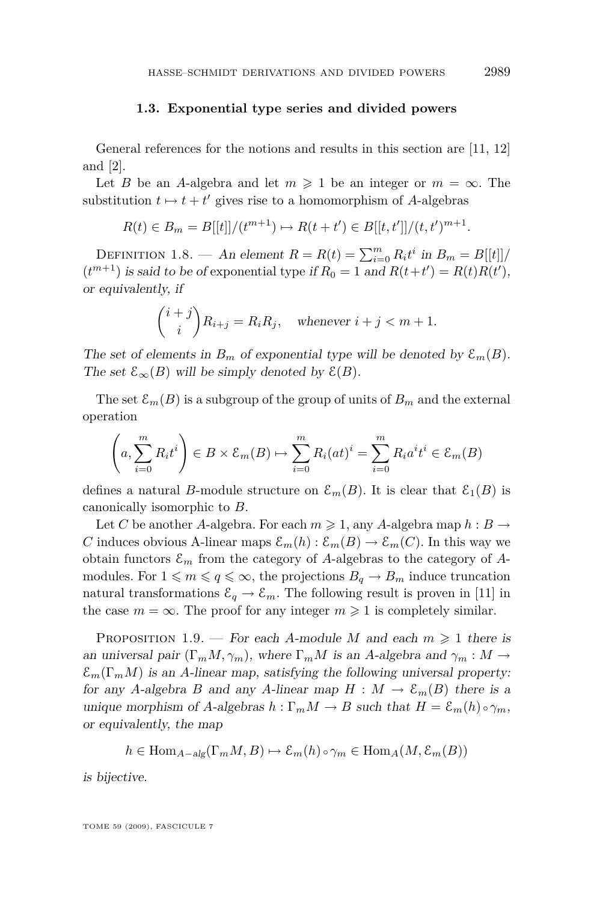### 1.3. Exponential type series and divided powers

General references for the notions and results in this section are [11, 12] and [2].

Let $B$ be an $A$-algebra and let $m \geqslant 1$ be an integer or $m = \infty$. The substitution $t \mapsto t + t'$ gives rise to a homomorphism of $A$-algebras

$$R(t) \in B_m = B[[t]]/(t^{m+1}) \mapsto R(t+t') \in B[[t,t']]/(t,t')^{m+1}.$$

Definition 1.8. — *An element $R = R(t) = \sum_{i=0}^m R_i t^i$ in $B_m = B[[t]]/(t^{m+1})$ is said to be of* exponential type *if $R_0 = 1$ and $R(t+t') = R(t)R(t')$, or equivalently, if*

$$\binom{i+j}{i} R_{i+j} = R_i R_j, \quad \text{whenever } i+j < m+1.$$

*The set of elements in $B_m$ of exponential type will be denoted by $\mathcal{E}_m(B)$. The set $\mathcal{E}_\infty(B)$ will be simply denoted by $\mathcal{E}(B)$.*

The set $\mathcal{E}_m(B)$ is a subgroup of the group of units of $B_m$ and the external operation

$$\left(a, \sum_{i=0}^m R_i t^i\right) \in B \times \mathcal{E}_m(B) \mapsto \sum_{i=0}^m R_i (at)^i = \sum_{i=0}^m R_i a^i t^i \in \mathcal{E}_m(B)$$

defines a natural $B$-module structure on $\mathcal{E}_m(B)$. It is clear that $\mathcal{E}_1(B)$ is canonically isomorphic to $B$.

Let $C$ be another $A$-algebra. For each $m \geqslant 1$, any $A$-algebra map $h : B \to C$ induces obvious A-linear maps $\mathcal{E}_m(h) : \mathcal{E}_m(B) \to \mathcal{E}_m(C)$. In this way we obtain functors $\mathcal{E}_m$ from the category of $A$-algebras to the category of $A$-modules. For $1 \leqslant m \leqslant q \leqslant \infty$, the projections $B_q \to B_m$ induce truncation natural transformations $\mathcal{E}_q \to \mathcal{E}_m$. The following result is proven in [11] in the case $m = \infty$. The proof for any integer $m \geqslant 1$ is completely similar.

Proposition 1.9. — *For each $A$-module $M$ and each $m \geqslant 1$ there is an universal pair $(\Gamma_m M, \gamma_m)$, where $\Gamma_m M$ is an $A$-algebra and $\gamma_m : M \to \mathcal{E}_m(\Gamma_m M)$ is an $A$-linear map, satisfying the following universal property: for any $A$-algebra $B$ and any $A$-linear map $H : M \to \mathcal{E}_m(B)$ there is a unique morphism of $A$-algebras $h : \Gamma_m M \to B$ such that $H = \mathcal{E}_m(h) \circ \gamma_m$, or equivalently, the map*

$$h \in \operatorname{Hom}_{A-alg}(\Gamma_m M, B) \mapsto \mathcal{E}_m(h) \circ \gamma_m \in \operatorname{Hom}_A(M, \mathcal{E}_m(B))$$

*is bijective.*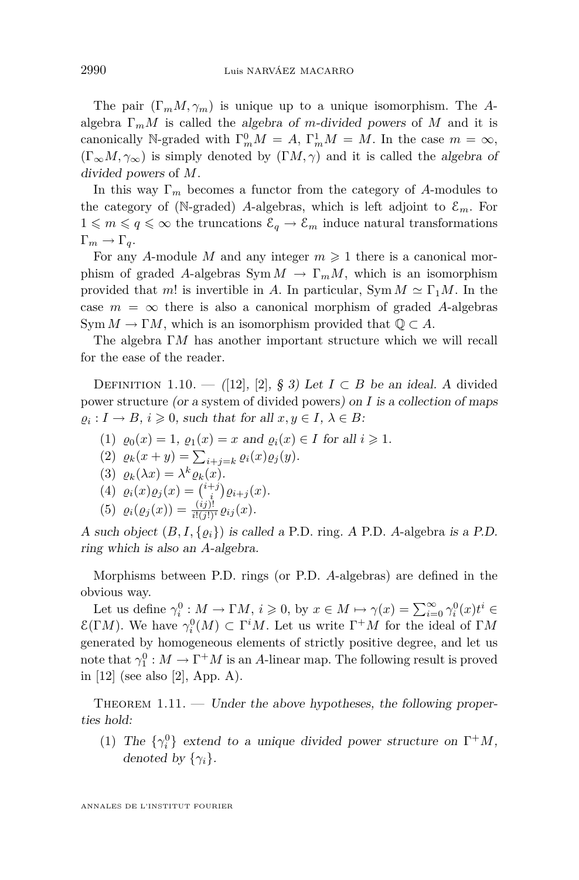The pair $(\Gamma_m M, \gamma_m)$ is unique up to a unique isomorphism. The $A$-algebra $\Gamma_m M$ is called the *algebra of $m$-divided powers* of $M$ and it is canonically $\mathbb{N}$-graded with $\Gamma_m^0 M = A$, $\Gamma_m^1 M = M$. In the case $m = \infty$, $(\Gamma_\infty M, \gamma_\infty)$ is simply denoted by $(\Gamma M, \gamma)$ and it is called the *algebra of divided powers* of $M$.

In this way $\Gamma_m$ becomes a functor from the category of $A$-modules to the category of ($\mathbb{N}$-graded) $A$-algebras, which is left adjoint to $\mathcal{E}_m$. For $1 \leqslant m \leqslant q \leqslant \infty$ the truncations $\mathcal{E}_q \to \mathcal{E}_m$ induce natural transformations $\Gamma_m \to \Gamma_q$.

For any $A$-module $M$ and any integer $m \geqslant 1$ there is a canonical morphism of graded $A$-algebras $\operatorname{Sym} M \to \Gamma_m M$, which is an isomorphism provided that $m!$ is invertible in $A$. In particular, $\operatorname{Sym} M \simeq \Gamma_1 M$. In the case $m = \infty$ there is also a canonical morphism of graded $A$-algebras $\operatorname{Sym} M \to \Gamma M$, which is an isomorphism provided that $\mathbb{Q} \subset A$.

The algebra $\Gamma M$ has another important structure which we will recall for the ease of the reader.

Definition 1.10. — *([12], [2], § 3) Let $I \subset B$ be an ideal. A* divided power structure *(or a* system of divided powers*) on $I$ is a collection of maps $\varrho_i : I \to B$, $i \geqslant 0$, such that for all $x, y \in I$, $\lambda \in B$:*

1. $\varrho_0(x) = 1$, $\varrho_1(x) = x$ *and* $\varrho_i(x) \in I$ *for all* $i \geqslant 1$.
2. $\varrho_k(x + y) = \sum_{i+j=k} \varrho_i(x)\varrho_j(y)$.
3. $\varrho_k(\lambda x) = \lambda^k \varrho_k(x)$.
4. $\varrho_i(x)\varrho_j(x) = \binom{i+j}{i}\varrho_{i+j}(x)$.
5. $\varrho_i(\varrho_j(x)) = \frac{(ij)!}{i!(j!)^i}\varrho_{ij}(x)$.

*A such object $(B, I, \{\varrho_i\})$ is called a* P.D. ring. *A* P.D. $A$-algebra *is a P.D. ring which is also an $A$-algebra.*

Morphisms between P.D. rings (or P.D. $A$-algebras) are defined in the obvious way.

Let us define $\gamma_i^0 : M \to \Gamma M$, $i \geqslant 0$, by $x \in M \mapsto \gamma(x) = \sum_{i=0}^\infty \gamma_i^0(x) t^i \in \mathcal{E}(\Gamma M)$. We have $\gamma_i^0(M) \subset \Gamma^i M$. Let us write $\Gamma^+ M$ for the ideal of $\Gamma M$ generated by homogeneous elements of strictly positive degree, and let us note that $\gamma_1^0 : M \to \Gamma^+ M$ is an $A$-linear map. The following result is proved in [12] (see also [2], App. A).

Theorem 1.11. — *Under the above hypotheses, the following properties hold:*

1. *The $\{\gamma_i^0\}$ extend to a unique divided power structure on $\Gamma^+ M$, denoted by $\{\gamma_i\}$.*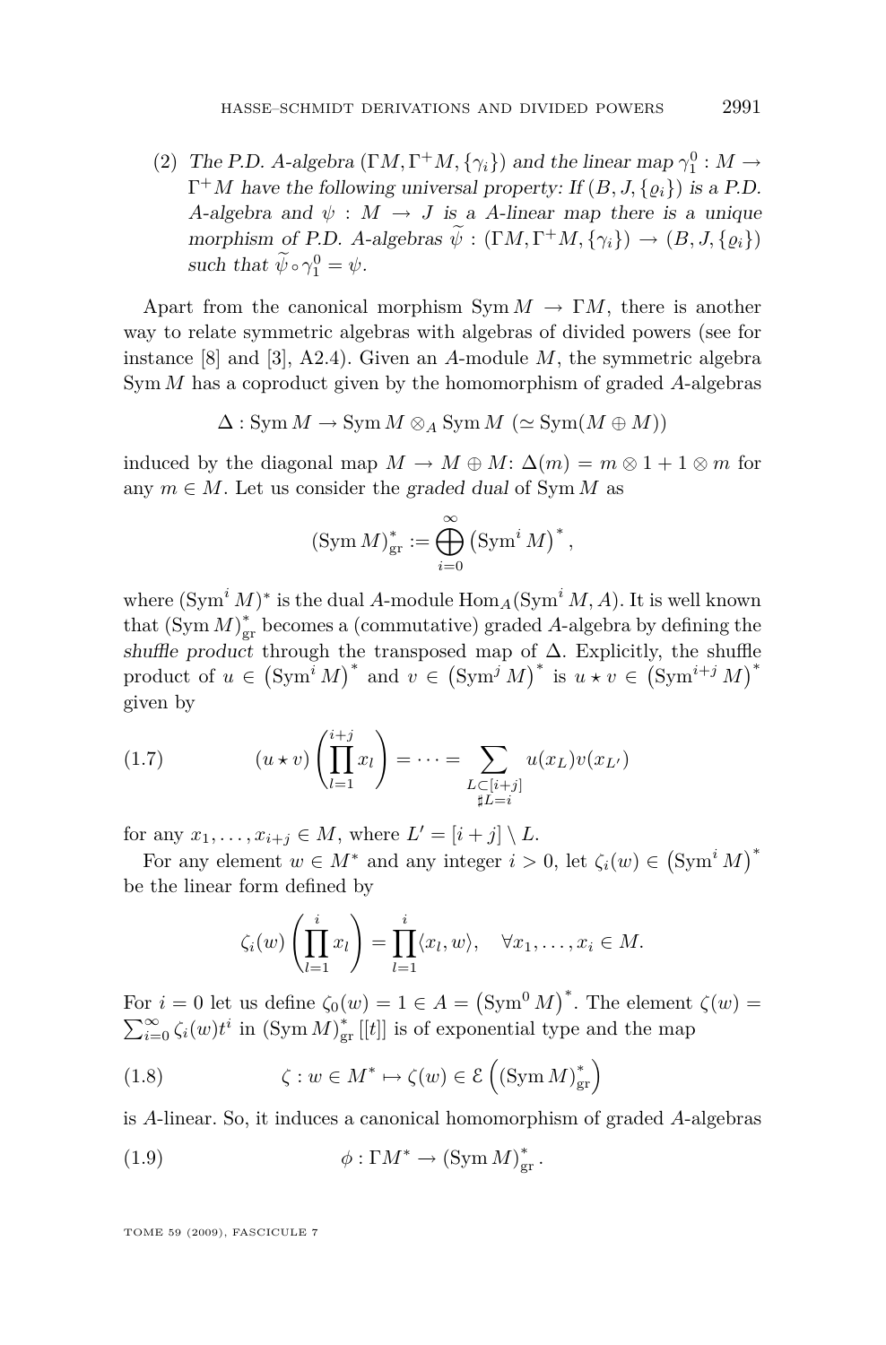(2) *The P.D. $A$-algebra $(\Gamma M, \Gamma^+ M, \{\gamma_i\})$ and the linear map $\gamma_1^0 : M \to \Gamma^+ M$ have the following universal property: If $(B, J, \{\varrho_i\})$ is a P.D. $A$-algebra and $\psi : M \to J$ is a $A$-linear map there is a unique morphism of P.D. $A$-algebras $\widetilde{\psi} : (\Gamma M, \Gamma^+ M, \{\gamma_i\}) \to (B, J, \{\varrho_i\})$ such that $\widetilde{\psi} \circ \gamma_1^0 = \psi$.*

Apart from the canonical morphism $\operatorname{Sym} M \to \Gamma M$, there is another way to relate symmetric algebras with algebras of divided powers (see for instance [8] and [3], A2.4). Given an $A$-module $M$, the symmetric algebra $\operatorname{Sym} M$ has a coproduct given by the homomorphism of graded $A$-algebras

$$\Delta : \operatorname{Sym} M \to \operatorname{Sym} M \otimes_A \operatorname{Sym} M \ (\simeq \operatorname{Sym}(M \oplus M))$$

induced by the diagonal map $M \to M \oplus M$: $\Delta(m) = m \otimes 1 + 1 \otimes m$ for any $m \in M$. Let us consider the *graded dual* of $\operatorname{Sym} M$ as

$$(\operatorname{Sym} M)^*_{\mathrm{gr}} := \bigoplus_{i=0}^{\infty} \left(\operatorname{Sym}^i M\right)^*,$$

where $(\operatorname{Sym}^i M)^*$ is the dual $A$-module $\operatorname{Hom}_A(\operatorname{Sym}^i M, A)$. It is well known that $(\operatorname{Sym} M)^*_{\mathrm{gr}}$ becomes a (commutative) graded $A$-algebra by defining the *shuffle product* through the transposed map of $\Delta$. Explicitly, the shuffle product of $u \in \left(\operatorname{Sym}^i M\right)^*$ and $v \in \left(\operatorname{Sym}^j M\right)^*$ is $u \star v \in \left(\operatorname{Sym}^{i+j} M\right)^*$ given by

$$(u \star v)\left(\prod_{l=1}^{i+j} x_l\right) = \cdots = \sum_{\substack{L \subset [i+j] \\ \sharp L = i}} u(x_L) v(x_{L'}) \tag{1.7}$$

for any $x_1, \ldots, x_{i+j} \in M$, where $L' = [i+j] \setminus L$.

For any element $w \in M^*$ and any integer $i > 0$, let $\zeta_i(w) \in \left(\operatorname{Sym}^i M\right)^*$ be the linear form defined by

$$\zeta_i(w)\left(\prod_{l=1}^{i} x_l\right) = \prod_{l=1}^{i} \langle x_l, w \rangle, \quad \forall x_1, \ldots, x_i \in M.$$

For $i = 0$ let us define $\zeta_0(w) = 1 \in A = \left(\operatorname{Sym}^0 M\right)^*$. The element $\zeta(w) = \sum_{i=0}^{\infty} \zeta_i(w) t^i$ in $(\operatorname{Sym} M)^*_{\mathrm{gr}}[[t]]$ is of exponential type and the map

$$\zeta : w \in M^* \mapsto \zeta(w) \in \mathcal{E}\left((\operatorname{Sym} M)^*_{\mathrm{gr}}\right) \tag{1.8}$$

is $A$-linear. So, it induces a canonical homomorphism of graded $A$-algebras

$$\phi : \Gamma M^* \to (\operatorname{Sym} M)^*_{\mathrm{gr}}. \tag{1.9}$$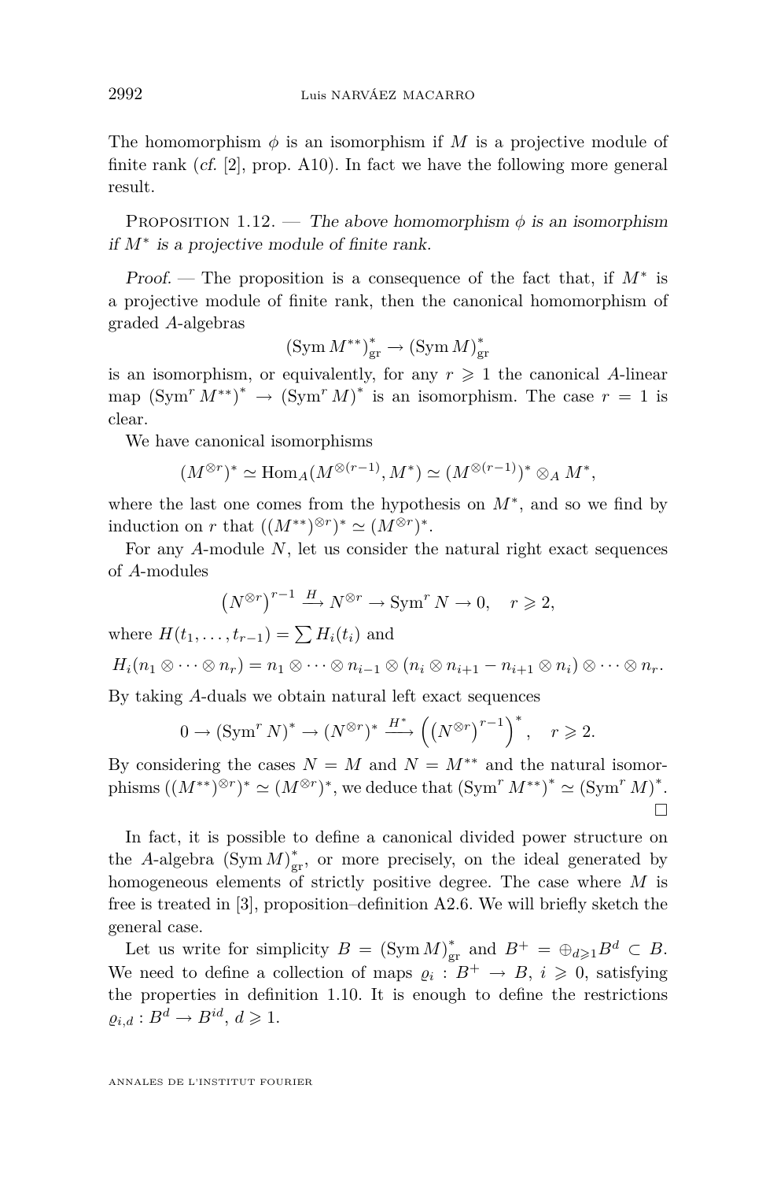The homomorphism $\phi$ is an isomorphism if $M$ is a projective module of finite rank (*cf.* [2], prop. A10). In fact we have the following more general result.

Proposition 1.12. — *The above homomorphism $\phi$ is an isomorphism if $M^*$ is a projective module of finite rank.*

*Proof.* — The proposition is a consequence of the fact that, if $M^*$ is a projective module of finite rank, then the canonical homomorphism of graded $A$-algebras

$$(\operatorname{Sym} M^{**})^*_{\mathrm{gr}} \to (\operatorname{Sym} M)^*_{\mathrm{gr}}$$

is an isomorphism, or equivalently, for any $r \geqslant 1$ the canonical $A$-linear map $(\operatorname{Sym}^r M^{**})^* \to (\operatorname{Sym}^r M)^*$ is an isomorphism. The case $r=1$ is clear.

We have canonical isomorphisms

$$(M^{\otimes r})^* \simeq \operatorname{Hom}_A(M^{\otimes(r-1)}, M^*) \simeq (M^{\otimes(r-1)})^* \otimes_A M^*,$$

where the last one comes from the hypothesis on $M^*$, and so we find by induction on $r$ that $((M^{**})^{\otimes r})^* \simeq (M^{\otimes r})^*$.

For any $A$-module $N$, let us consider the natural right exact sequences of $A$-modules

$$\left(N^{\otimes r}\right)^{r-1} \xrightarrow{H} N^{\otimes r} \to \operatorname{Sym}^r N \to 0, \quad r \geqslant 2,$$

where $H(t_1,\dots,t_{r-1}) = \sum H_i(t_i)$ and

$$H_i(n_1\otimes\cdots\otimes n_r) = n_1\otimes\cdots\otimes n_{i-1}\otimes(n_i\otimes n_{i+1} - n_{i+1}\otimes n_i)\otimes\cdots\otimes n_r.$$

By taking $A$-duals we obtain natural left exact sequences

$$0 \to (\operatorname{Sym}^r N)^* \to (N^{\otimes r})^* \xrightarrow{H^*} \left(\left(N^{\otimes r}\right)^{r-1}\right)^*, \quad r \geqslant 2.$$

By considering the cases $N=M$ and $N=M^{**}$ and the natural isomorphisms $((M^{**})^{\otimes r})^* \simeq (M^{\otimes r})^*$, we deduce that $(\operatorname{Sym}^r M^{**})^* \simeq (\operatorname{Sym}^r M)^*$. □

In fact, it is possible to define a canonical divided power structure on the $A$-algebra $(\operatorname{Sym} M)^*_{\mathrm{gr}}$, or more precisely, on the ideal generated by homogeneous elements of strictly positive degree. The case where $M$ is free is treated in [3], proposition–definition A2.6. We will briefly sketch the general case.

Let us write for simplicity $B = (\operatorname{Sym} M)^*_{\mathrm{gr}}$ and $B^+ = \oplus_{d\geqslant 1} B^d \subset B$. We need to define a collection of maps $\varrho_i : B^+ \to B$, $i \geqslant 0$, satisfying the properties in definition 1.10. It is enough to define the restrictions $\varrho_{i,d} : B^d \to B^{id}$, $d \geqslant 1$.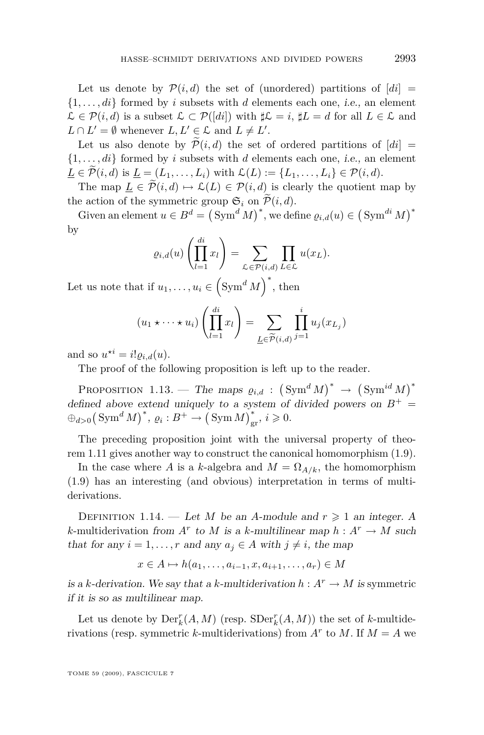Let us denote by $\mathcal{P}(i,d)$ the set of (unordered) partitions of $[di] = \{1,\dots,di\}$ formed by $i$ subsets with $d$ elements each one, *i.e.*, an element $\mathfrak{L} \in \mathcal{P}(i,d)$ is a subset $\mathfrak{L} \subset \mathcal{P}([di])$ with $\sharp\mathfrak{L} = i$, $\sharp L = d$ for all $L \in \mathfrak{L}$ and $L \cap L' = \emptyset$ whenever $L, L' \in \mathfrak{L}$ and $L \neq L'$.

Let us also denote by $\widetilde{\mathcal{P}}(i,d)$ the set of ordered partitions of $[di] = \{1,\dots,di\}$ formed by $i$ subsets with $d$ elements each one, *i.e.*, an element $\underline{L} \in \widetilde{\mathcal{P}}(i,d)$ is $\underline{L} = (L_1,\dots,L_i)$ with $\mathfrak{L}(L) := \{L_1,\dots,L_i\} \in \mathcal{P}(i,d)$.

The map $\underline{L} \in \widetilde{\mathcal{P}}(i,d) \mapsto \mathfrak{L}(L) \in \mathcal{P}(i,d)$ is clearly the quotient map by the action of the symmetric group $\mathfrak{S}_i$ on $\widetilde{\mathcal{P}}(i,d)$.

Given an element $u \in B^d = \left(\operatorname{Sym}^d M\right)^*$, we define $\varrho_{i,d}(u) \in \left(\operatorname{Sym}^{di} M\right)^*$ by

$$\varrho_{i,d}(u)\left(\prod_{l=1}^{di} x_l\right) = \sum_{\mathfrak{L}\in\mathcal{P}(i,d)} \prod_{L\in\mathfrak{L}} u(x_L).$$

Let us note that if $u_1,\dots,u_i \in \left(\operatorname{Sym}^d M\right)^*$, then

$$(u_1 \star \cdots \star u_i)\left(\prod_{l=1}^{di} x_l\right) = \sum_{\underline{L}\in\widetilde{\mathcal{P}}(i,d)} \prod_{j=1}^{i} u_j(x_{L_j})$$

and so $u^{\star i} = i!\varrho_{i,d}(u)$.

The proof of the following proposition is left up to the reader.

Proposition 1.13. — *The maps* $\varrho_{i,d} : \left(\operatorname{Sym}^d M\right)^* \to \left(\operatorname{Sym}^{id} M\right)^*$ *defined above extend uniquely to a system of divided powers on* $B^+ = \oplus_{d>0}\left(\operatorname{Sym}^d M\right)^*$, $\varrho_i : B^+ \to \left(\operatorname{Sym} M\right)^*_{\mathrm{gr}}$, $i \geqslant 0$.

The preceding proposition joint with the universal property of theorem 1.11 gives another way to construct the canonical homomorphism (1.9).

In the case where $A$ is a $k$-algebra and $M = \Omega_{A/k}$, the homomorphism (1.9) has an interesting (and obvious) interpretation in terms of multiderivations.

Definition 1.14. — *Let* $M$ *be an* $A$*-module and* $r \geqslant 1$ *an integer. A* $k$-multiderivation *from* $A^r$ *to* $M$ *is a* $k$*-multilinear map* $h : A^r \to M$ *such that for any* $i = 1,\dots,r$ *and any* $a_j \in A$ *with* $j \neq i$*, the map*

$$x \in A \mapsto h(a_1,\dots,a_{i-1},x,a_{i+1},\dots,a_r) \in M$$

*is a* $k$*-derivation. We say that a* $k$*-multiderivation* $h : A^r \to M$ *is* symmetric *if it is so as multilinear map.*

Let us denote by $\operatorname{Der}_k^r(A,M)$ (resp. $\operatorname{SDer}_k^r(A,M)$) the set of $k$-multiderivations (resp. symmetric $k$-multiderivations) from $A^r$ to $M$. If $M = A$ we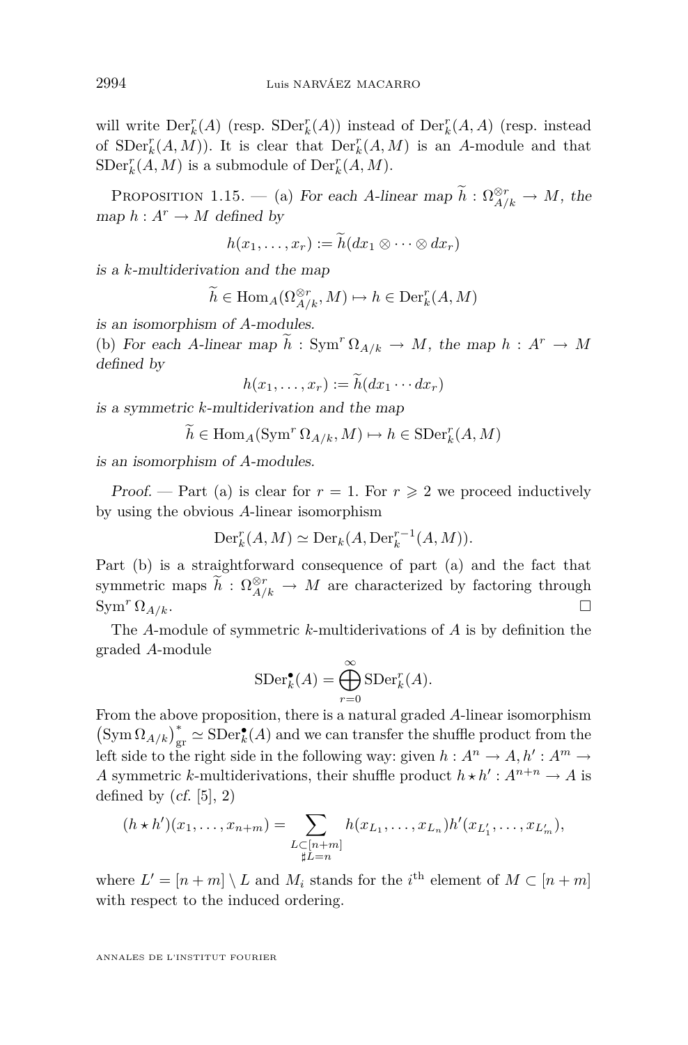will write $\mathrm{Der}^r_k(A)$ (resp. $\mathrm{SDer}^r_k(A)$) instead of $\mathrm{Der}^r_k(A,A)$ (resp. instead of $\mathrm{SDer}^r_k(A,M)$). It is clear that $\mathrm{Der}^r_k(A,M)$ is an $A$-module and that $\mathrm{SDer}^r_k(A,M)$ is a submodule of $\mathrm{Der}^r_k(A,M)$.

Proposition 1.15. — (a) *For each $A$-linear map $\widetilde{h} : \Omega^{\otimes r}_{A/k} \to M$, the map $h : A^r \to M$ defined by*

$$h(x_1,\dots,x_r) := \widetilde{h}(dx_1 \otimes \cdots \otimes dx_r)$$

*is a $k$-multiderivation and the map*

$$\widetilde{h} \in \mathrm{Hom}_A(\Omega^{\otimes r}_{A/k}, M) \mapsto h \in \mathrm{Der}^r_k(A,M)$$

*is an isomorphism of $A$-modules.*
(b) *For each $A$-linear map $\widetilde{h} : \mathrm{Sym}^r\,\Omega_{A/k} \to M$, the map $h : A^r \to M$ defined by*

$$h(x_1,\dots,x_r) := \widetilde{h}(dx_1 \cdots dx_r)$$

*is a symmetric $k$-multiderivation and the map*

$$\widetilde{h} \in \mathrm{Hom}_A(\mathrm{Sym}^r\,\Omega_{A/k}, M) \mapsto h \in \mathrm{SDer}^r_k(A,M)$$

*is an isomorphism of $A$-modules.*

*Proof.* — Part (a) is clear for $r=1$. For $r \geqslant 2$ we proceed inductively by using the obvious $A$-linear isomorphism

$$\mathrm{Der}^r_k(A,M) \simeq \mathrm{Der}_k(A, \mathrm{Der}^{r-1}_k(A,M)).$$

Part (b) is a straightforward consequence of part (a) and the fact that symmetric maps $\widetilde{h} : \Omega^{\otimes r}_{A/k} \to M$ are characterized by factoring through $\mathrm{Sym}^r\,\Omega_{A/k}$. □

The $A$-module of symmetric $k$-multiderivations of $A$ is by definition the graded $A$-module

$$\mathrm{SDer}^\bullet_k(A) = \bigoplus_{r=0}^{\infty} \mathrm{SDer}^r_k(A).$$

From the above proposition, there is a natural graded $A$-linear isomorphism $\left(\mathrm{Sym}\,\Omega_{A/k}\right)^*_{\mathrm{gr}} \simeq \mathrm{SDer}^\bullet_k(A)$ and we can transfer the shuffle product from the left side to the right side in the following way: given $h : A^n \to A, h' : A^m \to A$ symmetric $k$-multiderivations, their shuffle product $h \star h' : A^{n+n} \to A$ is defined by (*cf.* [5], 2)

$$(h \star h')(x_1,\dots,x_{n+m}) = \sum_{\substack{L \subset [n+m]\\ \sharp L = n}} h(x_{L_1},\dots,x_{L_n}) h'(x_{L'_1},\dots,x_{L'_m}),$$

where $L' = [n+m] \setminus L$ and $M_i$ stands for the $i^{\text{th}}$ element of $M \subset [n+m]$ with respect to the induced ordering.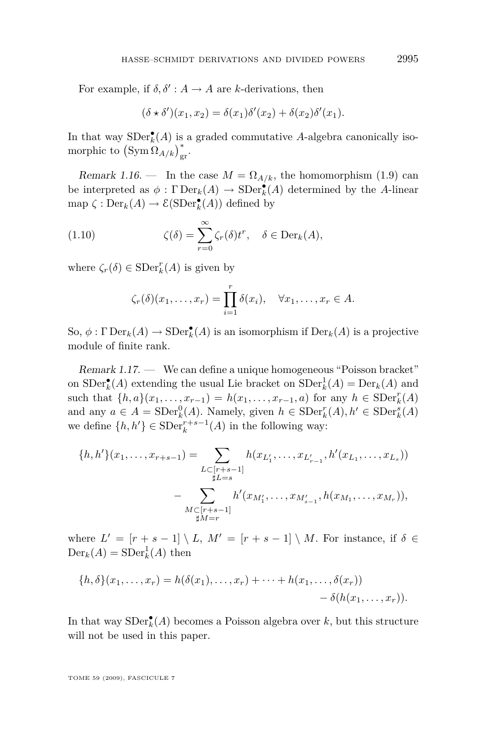For example, if $\delta, \delta' : A \to A$ are $k$-derivations, then

$$(\delta \star \delta')(x_1, x_2) = \delta(x_1)\delta'(x_2) + \delta(x_2)\delta'(x_1).$$

In that way $\operatorname{SDer}_k^\bullet(A)$ is a graded commutative $A$-algebra canonically isomorphic to $\left(\operatorname{Sym} \Omega_{A/k}\right)^*_{\mathrm{gr}}$.

*Remark 1.16.* — In the case $M = \Omega_{A/k}$, the homomorphism (1.9) can be interpreted as $\phi : \Gamma \operatorname{Der}_k(A) \to \operatorname{SDer}_k^\bullet(A)$ determined by the $A$-linear map $\zeta : \operatorname{Der}_k(A) \to \mathcal{E}(\operatorname{SDer}_k^\bullet(A))$ defined by

$$\zeta(\delta) = \sum_{r=0}^{\infty} \zeta_r(\delta) t^r, \quad \delta \in \operatorname{Der}_k(A), \tag{1.10}$$

where $\zeta_r(\delta) \in \operatorname{SDer}_k^r(A)$ is given by

$$\zeta_r(\delta)(x_1, \ldots, x_r) = \prod_{i=1}^{r} \delta(x_i), \quad \forall x_1, \ldots, x_r \in A.$$

So, $\phi : \Gamma \operatorname{Der}_k(A) \to \operatorname{SDer}_k^\bullet(A)$ is an isomorphism if $\operatorname{Der}_k(A)$ is a projective module of finite rank.

*Remark 1.17.* — We can define a unique homogeneous "Poisson bracket" on $\operatorname{SDer}_k^\bullet(A)$ extending the usual Lie bracket on $\operatorname{SDer}_k^1(A) = \operatorname{Der}_k(A)$ and such that $\{h, a\}(x_1, \ldots, x_{r-1}) = h(x_1, \ldots, x_{r-1}, a)$ for any $h \in \operatorname{SDer}_k^r(A)$ and any $a \in A = \operatorname{SDer}_k^0(A)$. Namely, given $h \in \operatorname{SDer}_k^r(A), h' \in \operatorname{SDer}_k^s(A)$ we define $\{h, h'\} \in \operatorname{SDer}_k^{r+s-1}(A)$ in the following way:

$$\begin{aligned}
\{h, h'\}(x_1, \ldots, x_{r+s-1}) = \sum_{\substack{L \subset [r+s-1] \\ \sharp L = s}} & h(x_{L'_1}, \ldots, x_{L'_{r-1}}, h'(x_{L_1}, \ldots, x_{L_s})) \\
& - \sum_{\substack{M \subset [r+s-1] \\ \sharp M = r}} h'(x_{M'_1}, \ldots, x_{M'_{s-1}}, h(x_{M_1}, \ldots, x_{M_r})),
\end{aligned}$$

where $L' = [r+s-1] \setminus L$, $M' = [r+s-1] \setminus M$. For instance, if $\delta \in \operatorname{Der}_k(A) = \operatorname{SDer}_k^1(A)$ then

$$\begin{aligned}
\{h, \delta\}(x_1, \ldots, x_r) = h(\delta(x_1), \ldots, x_r) + \cdots + h(x_1, \ldots, \delta(x_r)) \\
- \delta(h(x_1, \ldots, x_r)).
\end{aligned}$$

In that way $\operatorname{SDer}_k^\bullet(A)$ becomes a Poisson algebra over $k$, but this structure will not be used in this paper.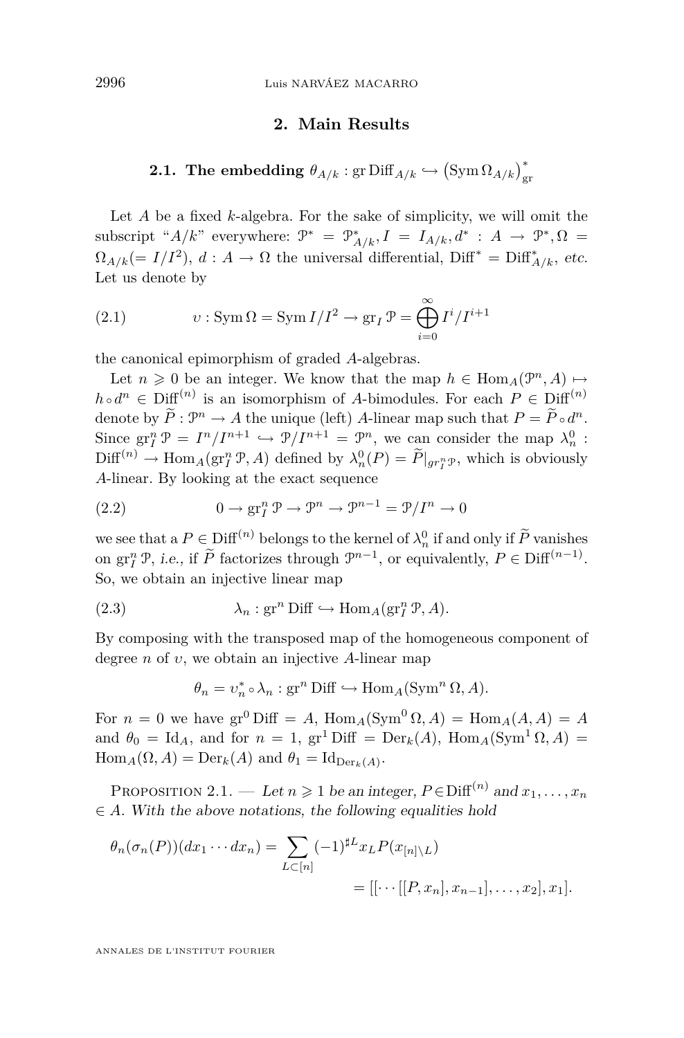## 2. Main Results

### 2.1. The embedding $\theta_{A/k} : \operatorname{gr} \operatorname{Diff}_{A/k} \hookrightarrow \left(\operatorname{Sym} \Omega_{A/k}\right)^*_{\mathrm{gr}}$

Let $A$ be a fixed $k$-algebra. For the sake of simplicity, we will omit the subscript "$A/k$" everywhere: $\mathcal{P}^* = \mathcal{P}^*_{A/k}, I = I_{A/k}, d^* : A \to \mathcal{P}^*, \Omega = \Omega_{A/k} (= I/I^2)$, $d : A \to \Omega$ the universal differential, $\operatorname{Diff}^* = \operatorname{Diff}^*_{A/k}$, *etc.* Let us denote by

$$\upsilon : \operatorname{Sym} \Omega = \operatorname{Sym} I/I^2 \to \operatorname{gr}_I \mathcal{P} = \bigoplus_{i=0}^{\infty} I^i/I^{i+1} \tag{2.1}$$

the canonical epimorphism of graded $A$-algebras.

Let $n \geqslant 0$ be an integer. We know that the map $h \in \operatorname{Hom}_A(\mathcal{P}^n, A) \mapsto h \circ d^n \in \operatorname{Diff}^{(n)}$ is an isomorphism of $A$-bimodules. For each $P \in \operatorname{Diff}^{(n)}$ denote by $\widetilde{P} : \mathcal{P}^n \to A$ the unique (left) $A$-linear map such that $P = \widetilde{P} \circ d^n$. Since $\operatorname{gr}^n_I \mathcal{P} = I^n/I^{n+1} \hookrightarrow \mathcal{P}/I^{n+1} = \mathcal{P}^n$, we can consider the map $\lambda^0_n : \operatorname{Diff}^{(n)} \to \operatorname{Hom}_A(\operatorname{gr}^n_I \mathcal{P}, A)$ defined by $\lambda^0_n(P) = \widetilde{P}|_{gr^n_I \mathcal{P}}$, which is obviously $A$-linear. By looking at the exact sequence

$$0 \to \operatorname{gr}^n_I \mathcal{P} \to \mathcal{P}^n \to \mathcal{P}^{n-1} = \mathcal{P}/I^n \to 0 \tag{2.2}$$

we see that a $P \in \operatorname{Diff}^{(n)}$ belongs to the kernel of $\lambda^0_n$ if and only if $\widetilde{P}$ vanishes on $\operatorname{gr}^n_I \mathcal{P}$, *i.e.*, if $\widetilde{P}$ factorizes through $\mathcal{P}^{n-1}$, or equivalently, $P \in \operatorname{Diff}^{(n-1)}$. So, we obtain an injective linear map

$$\lambda_n : \operatorname{gr}^n \operatorname{Diff} \hookrightarrow \operatorname{Hom}_A(\operatorname{gr}^n_I \mathcal{P}, A). \tag{2.3}$$

By composing with the transposed map of the homogeneous component of degree $n$ of $\upsilon$, we obtain an injective $A$-linear map

$$\theta_n = \upsilon^*_n \circ \lambda_n : \operatorname{gr}^n \operatorname{Diff} \hookrightarrow \operatorname{Hom}_A(\operatorname{Sym}^n \Omega, A).$$

For $n = 0$ we have $\operatorname{gr}^0 \operatorname{Diff} = A$, $\operatorname{Hom}_A(\operatorname{Sym}^0 \Omega, A) = \operatorname{Hom}_A(A, A) = A$ and $\theta_0 = \operatorname{Id}_A$, and for $n = 1$, $\operatorname{gr}^1 \operatorname{Diff} = \operatorname{Der}_k(A)$, $\operatorname{Hom}_A(\operatorname{Sym}^1 \Omega, A) = \operatorname{Hom}_A(\Omega, A) = \operatorname{Der}_k(A)$ and $\theta_1 = \operatorname{Id}_{\operatorname{Der}_k(A)}$.

Proposition 2.1. — *Let $n \geqslant 1$ be an integer, $P \in \operatorname{Diff}^{(n)}$ and $x_1, \ldots, x_n \in A$. With the above notations, the following equalities hold*

$$\begin{aligned}\theta_n(\sigma_n(P))(dx_1 \cdots dx_n) &= \sum_{L \subset [n]} (-1)^{\sharp L} x_L P(x_{[n] \setminus L}) \\ &= [[\cdots[[P, x_n], x_{n-1}], \ldots, x_2], x_1].\end{aligned}$$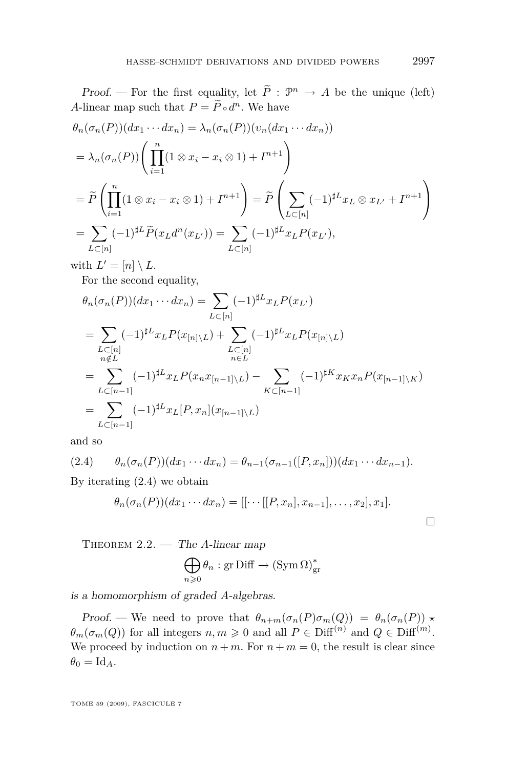*Proof.* — For the first equality, let $\widetilde{P} : \mathcal{P}^n \to A$ be the unique (left) $A$-linear map such that $P = \widetilde{P} \circ d^n$. We have

$$
\begin{aligned}
&\theta_n(\sigma_n(P))(dx_1 \cdots dx_n) = \lambda_n(\sigma_n(P))(\upsilon_n(dx_1 \cdots dx_n)) \\
&= \lambda_n(\sigma_n(P))\left(\prod_{i=1}^n (1 \otimes x_i - x_i \otimes 1) + I^{n+1}\right) \\
&= \widetilde{P}\left(\prod_{i=1}^n (1 \otimes x_i - x_i \otimes 1) + I^{n+1}\right) = \widetilde{P}\left(\sum_{L \subset [n]} (-1)^{\sharp L} x_L \otimes x_{L'} + I^{n+1}\right) \\
&= \sum_{L \subset [n]} (-1)^{\sharp L} \widetilde{P}(x_L d^n(x_{L'})) = \sum_{L \subset [n]} (-1)^{\sharp L} x_L P(x_{L'}),
\end{aligned}
$$

with $L' = [n] \setminus L$.

For the second equality,

$$
\begin{aligned}
&\theta_n(\sigma_n(P))(dx_1 \cdots dx_n) = \sum_{L \subset [n]} (-1)^{\sharp L} x_L P(x_{L'}) \\
&= \sum_{\substack{L \subset [n] \\ n \notin L}} (-1)^{\sharp L} x_L P(x_{[n]\setminus L}) + \sum_{\substack{L \subset [n] \\ n \in L}} (-1)^{\sharp L} x_L P(x_{[n]\setminus L}) \\
&= \sum_{L \subset [n-1]} (-1)^{\sharp L} x_L P(x_n x_{[n-1]\setminus L}) - \sum_{K \subset [n-1]} (-1)^{\sharp K} x_K x_n P(x_{[n-1]\setminus K}) \\
&= \sum_{L \subset [n-1]} (-1)^{\sharp L} x_L [P, x_n](x_{[n-1]\setminus L})
\end{aligned}
$$

and so

$$
\theta_n(\sigma_n(P))(dx_1 \cdots dx_n) = \theta_{n-1}(\sigma_{n-1}([P, x_n]))(dx_1 \cdots dx_{n-1}). \tag{2.4}
$$

By iterating (2.4) we obtain

$$
\theta_n(\sigma_n(P))(dx_1 \cdots dx_n) = [[\cdots [[P, x_n], x_{n-1}], \ldots, x_2], x_1].
$$

$\square$

Theorem 2.2. — *The $A$-linear map*

$$
\bigoplus_{n \geqslant 0} \theta_n : \operatorname{gr} \operatorname{Diff} \to (\operatorname{Sym} \Omega)^*_{\mathrm{gr}}
$$

*is a homomorphism of graded $A$-algebras.*

*Proof.* — We need to prove that $\theta_{n+m}(\sigma_n(P)\sigma_m(Q)) = \theta_n(\sigma_n(P)) \star \theta_m(\sigma_m(Q))$ for all integers $n, m \geqslant 0$ and all $P \in \operatorname{Diff}^{(n)}$ and $Q \in \operatorname{Diff}^{(m)}$. We proceed by induction on $n + m$. For $n + m = 0$, the result is clear since $\theta_0 = \operatorname{Id}_A$.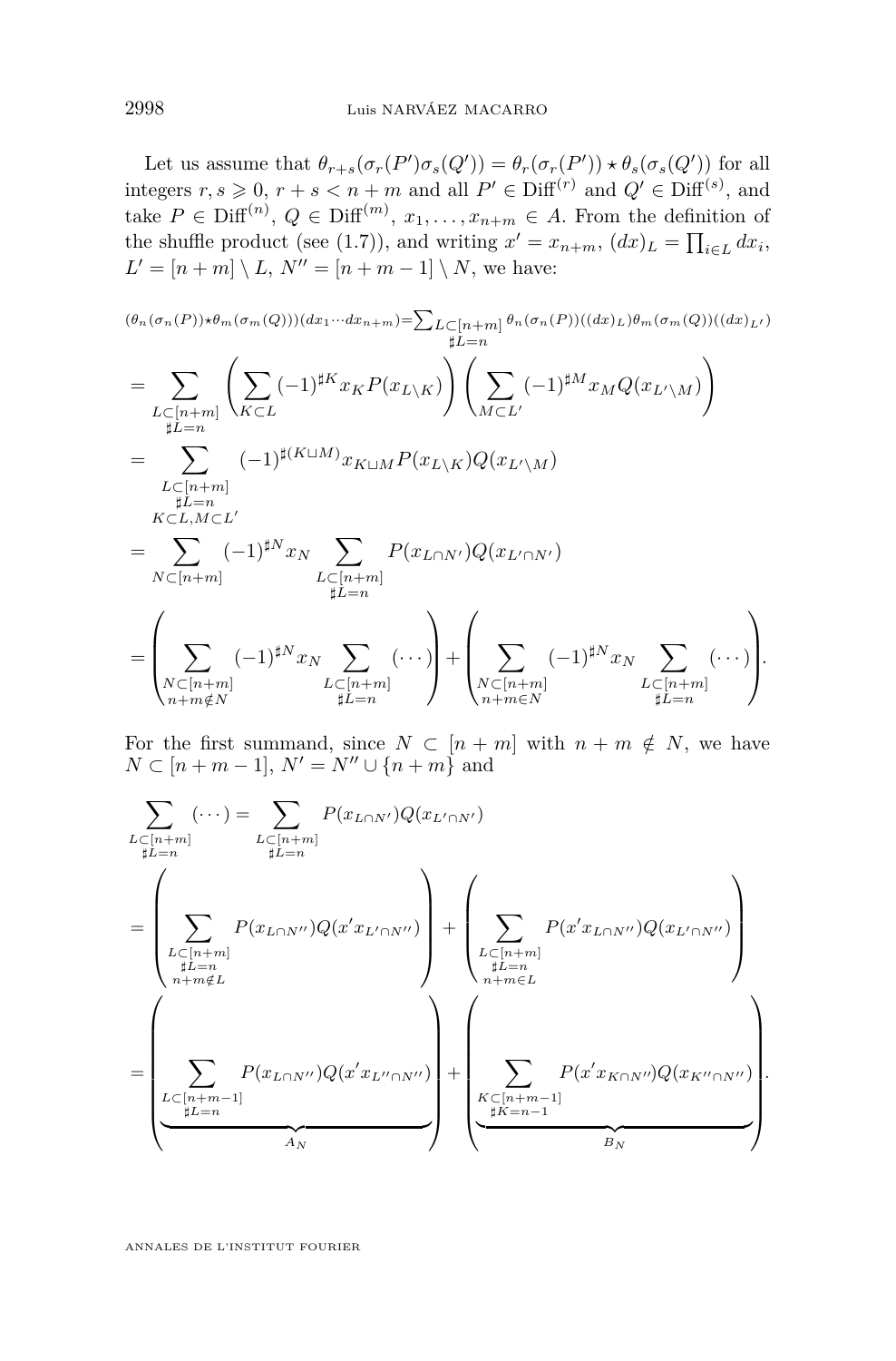Let us assume that $\theta_{r+s}(\sigma_r(P')\sigma_s(Q')) = \theta_r(\sigma_r(P')) \star \theta_s(\sigma_s(Q'))$ for all integers $r, s \geqslant 0$, $r+s < n+m$ and all $P' \in \mathrm{Diff}^{(r)}$ and $Q' \in \mathrm{Diff}^{(s)}$, and take $P \in \mathrm{Diff}^{(n)}$, $Q \in \mathrm{Diff}^{(m)}$, $x_1, \ldots, x_{n+m} \in A$. From the definition of the shuffle product (see (1.7)), and writing $x' = x_{n+m}$, $(dx)_L = \prod_{i\in L} dx_i$, $L' = [n+m] \setminus L$, $N'' = [n+m-1] \setminus N$, we have:

$$(\theta_n(\sigma_n(P))\star\theta_m(\sigma_m(Q)))(dx_1\cdots dx_{n+m}) = \sum_{\substack{L\subset[n+m]\\ \sharp L = n}} \theta_n(\sigma_n(P))((dx)_L)\theta_m(\sigma_m(Q))((dx)_{L'})$$

$$= \sum_{\substack{L\subset[n+m]\\ \sharp L=n}} \left(\sum_{K\subset L} (-1)^{\sharp K} x_K P(x_{L\setminus K})\right)\left(\sum_{M\subset L'} (-1)^{\sharp M} x_M Q(x_{L'\setminus M})\right)$$

$$= \sum_{\substack{L\subset[n+m]\\ \sharp L=n\\ K\subset L, M\subset L'}} (-1)^{\sharp(K\sqcup M)} x_{K\sqcup M} P(x_{L\setminus K}) Q(x_{L'\setminus M})$$

$$= \sum_{N\subset[n+m]} (-1)^{\sharp N} x_N \sum_{\substack{L\subset[n+m]\\ \sharp L=n}} P(x_{L\cap N'})Q(x_{L'\cap N'})$$

$$= \left(\sum_{\substack{N\subset[n+m]\\ n+m\notin N}} (-1)^{\sharp N} x_N \sum_{\substack{L\subset[n+m]\\ \sharp L=n}} (\cdots)\right) + \left(\sum_{\substack{N\subset[n+m]\\ n+m\in N}} (-1)^{\sharp N} x_N \sum_{\substack{L\subset[n+m]\\ \sharp L=n}} (\cdots)\right).$$

For the first summand, since $N \subset [n+m]$ with $n+m \notin N$, we have $N \subset [n+m-1]$, $N' = N'' \cup \{n+m\}$ and

$$\sum_{\substack{L\subset[n+m]\\ \sharp L=n}} (\cdots) = \sum_{\substack{L\subset[n+m]\\ \sharp L=n}} P(x_{L\cap N'})Q(x_{L'\cap N'})$$

$$= \left(\sum_{\substack{L\subset[n+m]\\ \sharp L=n\\ n+m\notin L}} P(x_{L\cap N''})Q(x' x_{L'\cap N''})\right) + \left(\sum_{\substack{L\subset[n+m]\\ \sharp L=n\\ n+m\in L}} P(x' x_{L\cap N''})Q(x_{L'\cap N''})\right)$$

$$= \Bigg(\underbrace{\sum_{\substack{L\subset[n+m-1]\\ \sharp L=n}} P(x_{L\cap N''})Q(x' x_{L''\cap N''})}_{A_N}\Bigg) + \Bigg(\underbrace{\sum_{\substack{K\subset[n+m-1]\\ \sharp K=n-1}} P(x' x_{K\cap N''})Q(x_{K''\cap N''})}_{B_N}\Bigg).$$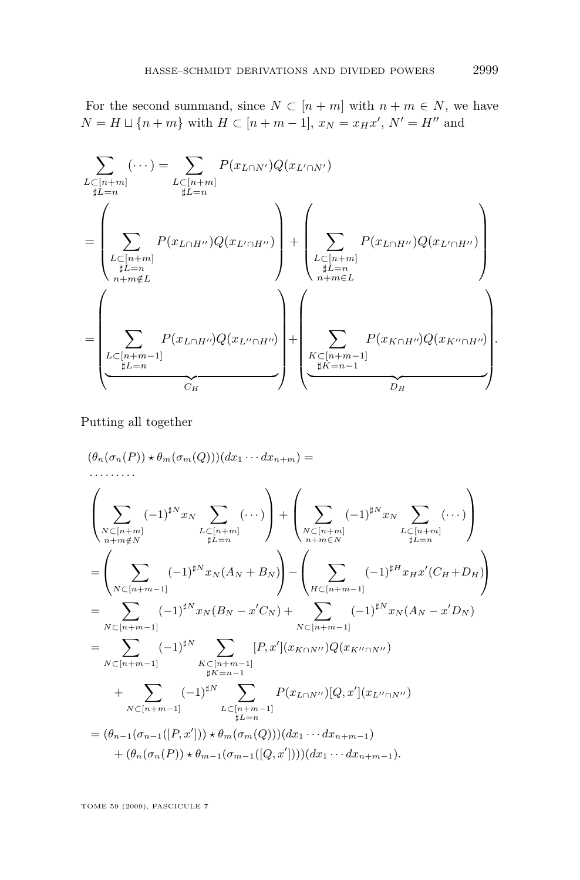For the second summand, since $N \subset [n+m]$ with $n+m \in N$, we have $N = H \sqcup \{n+m\}$ with $H \subset [n+m-1]$, $x_N = x_H x'$, $N' = H''$ and

$$
\begin{aligned}
\sum_{\substack{L\subset[n+m]\\ \sharp L=n}} (\cdots) &= \sum_{\substack{L\subset[n+m]\\ \sharp L=n}} P(x_{L\cap N'})Q(x_{L'\cap N'}) \\
&= \left( \sum_{\substack{L\subset[n+m]\\ \sharp L=n\\ n+m\notin L}} P(x_{L\cap H''})Q(x_{L'\cap H''}) \right) + \left( \sum_{\substack{L\subset[n+m]\\ \sharp L=n\\ n+m\in L}} P(x_{L\cap H''})Q(x_{L'\cap H''}) \right) \\
&= \Bigg( \underbrace{\sum_{\substack{L\subset[n+m-1]\\ \sharp L=n}} P(x_{L\cap H''})Q(x_{L''\cap H''})}_{C_H} \Bigg) + \Bigg( \underbrace{\sum_{\substack{K\subset[n+m-1]\\ \sharp K=n-1}} P(x_{K\cap H''})Q(x_{K''\cap H''})}_{D_H} \Bigg).
\end{aligned}
$$

Putting all together

$$
\begin{aligned}
&(\theta_n(\sigma_n(P)) \star \theta_m(\sigma_m(Q)))(dx_1\cdots dx_{n+m}) = \\
&\cdots\cdots\cdots \\
&\left( \sum_{\substack{N\subset[n+m]\\ n+m\notin N}} (-1)^{\sharp N} x_N \sum_{\substack{L\subset[n+m]\\ \sharp L=n}} (\cdots) \right) + \left( \sum_{\substack{N\subset[n+m]\\ n+m\in N}} (-1)^{\sharp N} x_N \sum_{\substack{L\subset[n+m]\\ \sharp L=n}} (\cdots) \right) \\
&= \left( \sum_{N\subset[n+m-1]} (-1)^{\sharp N} x_N (A_N + B_N) \right) - \left( \sum_{H\subset[n+m-1]} (-1)^{\sharp H} x_H x' (C_H + D_H) \right) \\
&= \sum_{N\subset[n+m-1]} (-1)^{\sharp N} x_N (B_N - x' C_N) + \sum_{N\subset[n+m-1]} (-1)^{\sharp N} x_N (A_N - x' D_N) \\
&= \sum_{N\subset[n+m-1]} (-1)^{\sharp N} \sum_{\substack{K\subset[n+m-1]\\ \sharp K=n-1}} [P,x'](x_{K\cap N''})Q(x_{K''\cap N''}) \\
&\qquad + \sum_{N\subset[n+m-1]} (-1)^{\sharp N} \sum_{\substack{L\subset[n+m-1]\\ \sharp L=n}} P(x_{L\cap N''})[Q,x'](x_{L''\cap N''}) \\
&= (\theta_{n-1}(\sigma_{n-1}([P,x'])) \star \theta_m(\sigma_m(Q)))(dx_1\cdots dx_{n+m-1}) \\
&\qquad + (\theta_n(\sigma_n(P)) \star \theta_{m-1}(\sigma_{m-1}([Q,x'])))(dx_1\cdots dx_{n+m-1}).
\end{aligned}
$$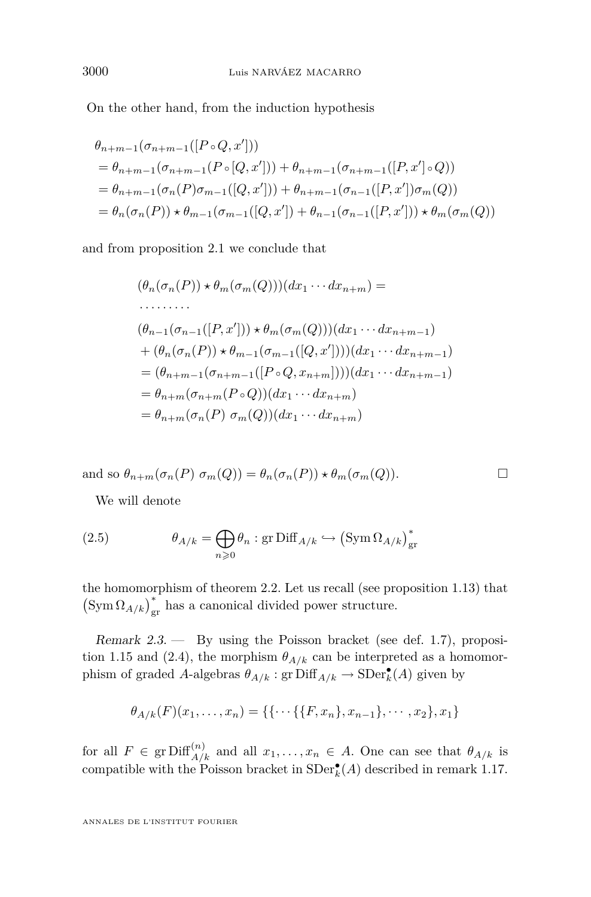On the other hand, from the induction hypothesis

$$
\begin{aligned}
&\theta_{n+m-1}(\sigma_{n+m-1}([P\circ Q, x']))\\
&= \theta_{n+m-1}(\sigma_{n+m-1}(P\circ [Q, x'])) + \theta_{n+m-1}(\sigma_{n+m-1}([P, x']\circ Q))\\
&= \theta_{n+m-1}(\sigma_n(P)\sigma_{m-1}([Q, x'])) + \theta_{n+m-1}(\sigma_{n-1}([P, x'])\sigma_m(Q))\\
&= \theta_n(\sigma_n(P)) \star \theta_{m-1}(\sigma_{m-1}([Q, x']) + \theta_{n-1}(\sigma_{n-1}([P, x'])) \star \theta_m(\sigma_m(Q))
\end{aligned}
$$

and from proposition 2.1 we conclude that

$$
\begin{aligned}
&(\theta_n(\sigma_n(P)) \star \theta_m(\sigma_m(Q)))(dx_1\cdots dx_{n+m}) =\\
&\cdots\cdots\cdots\\
&(\theta_{n-1}(\sigma_{n-1}([P, x'])) \star \theta_m(\sigma_m(Q)))(dx_1\cdots dx_{n+m-1})\\
&\quad + (\theta_n(\sigma_n(P)) \star \theta_{m-1}(\sigma_{m-1}([Q, x'])))(dx_1\cdots dx_{n+m-1})\\
&= (\theta_{n+m-1}(\sigma_{n+m-1}([P\circ Q, x_{n+m}])))(dx_1\cdots dx_{n+m-1})\\
&= \theta_{n+m}(\sigma_{n+m}(P\circ Q))(dx_1\cdots dx_{n+m})\\
&= \theta_{n+m}(\sigma_n(P)\ \sigma_m(Q))(dx_1\cdots dx_{n+m})
\end{aligned}
$$

and so $\theta_{n+m}(\sigma_n(P)\ \sigma_m(Q)) = \theta_n(\sigma_n(P)) \star \theta_m(\sigma_m(Q))$. □

We will denote

$$
\theta_{A/k} = \bigoplus_{n\geqslant 0} \theta_n : \operatorname{gr}\operatorname{Diff}_{A/k} \hookrightarrow \left(\operatorname{Sym}\Omega_{A/k}\right)^*_{\mathrm{gr}} \tag{2.5}
$$

the homomorphism of theorem 2.2. Let us recall (see proposition 1.13) that $\left(\operatorname{Sym}\Omega_{A/k}\right)^*_{\mathrm{gr}}$ has a canonical divided power structure.

*Remark 2.3.* — By using the Poisson bracket (see def. 1.7), proposition 1.15 and (2.4), the morphism $\theta_{A/k}$ can be interpreted as a homomorphism of graded $A$-algebras $\theta_{A/k} : \operatorname{gr}\operatorname{Diff}_{A/k} \to \operatorname{SDer}^\bullet_k(A)$ given by

$$
\theta_{A/k}(F)(x_1,\ldots,x_n) = \{\{\cdots\{\{F, x_n\}, x_{n-1}\},\cdots, x_2\}, x_1\}
$$

for all $F \in \operatorname{gr}\operatorname{Diff}^{(n)}_{A/k}$ and all $x_1,\ldots,x_n \in A$. One can see that $\theta_{A/k}$ is compatible with the Poisson bracket in $\operatorname{SDer}^\bullet_k(A)$ described in remark 1.17.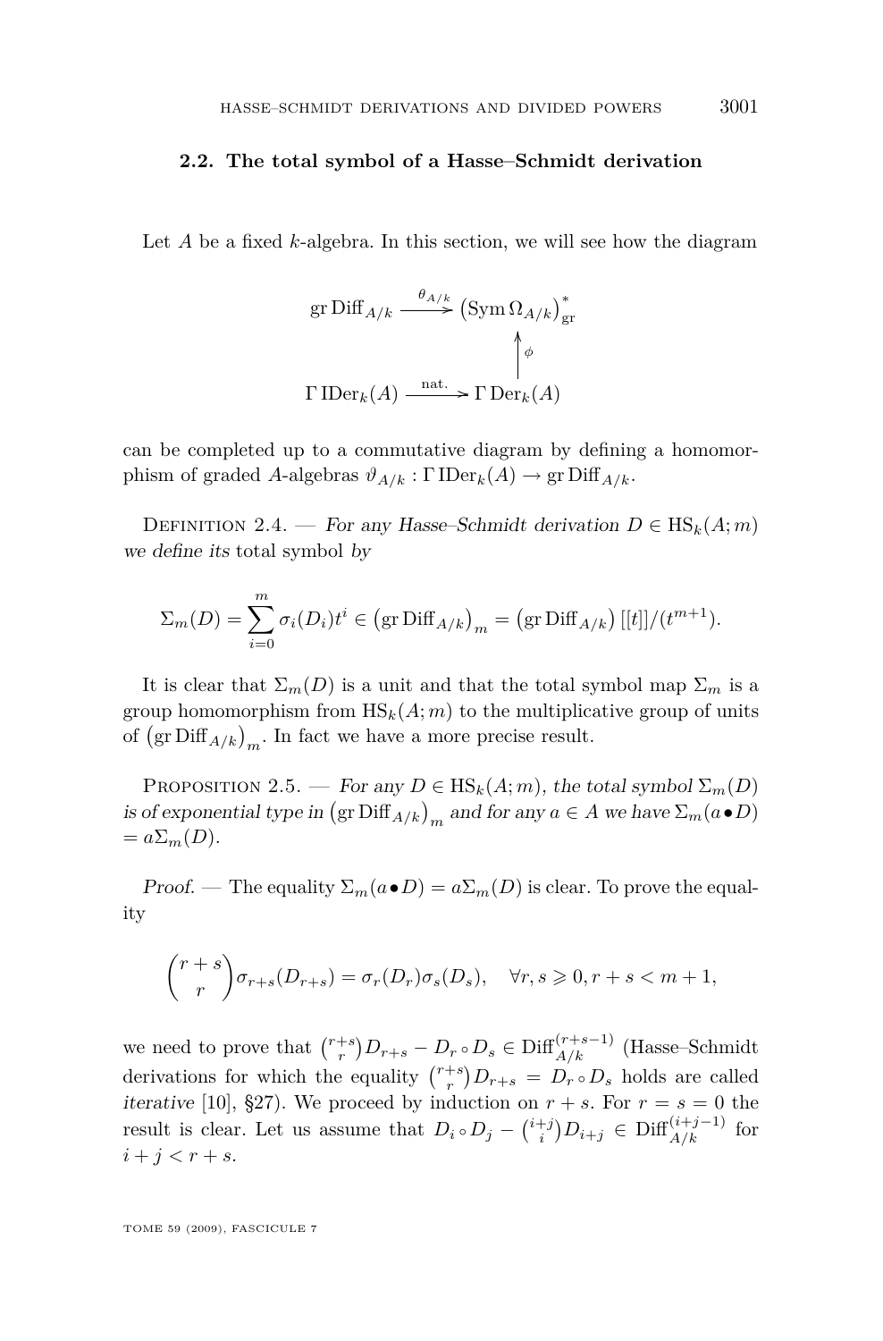### 2.2. The total symbol of a Hasse–Schmidt derivation

Let $A$ be a fixed $k$-algebra. In this section, we will see how the diagram

$$\begin{array}{ccc} \operatorname{gr}\operatorname{Diff}_{A/k} & \xrightarrow{\theta_{A/k}} & \left(\operatorname{Sym}\Omega_{A/k}\right)^*_{\operatorname{gr}} \\ & & \uparrow \phi \\ \Gamma\operatorname{IDer}_k(A) & \xrightarrow{\text{nat.}} & \Gamma\operatorname{Der}_k(A) \end{array}$$

can be completed up to a commutative diagram by defining a homomorphism of graded $A$-algebras $\vartheta_{A/k} : \Gamma\operatorname{IDer}_k(A) \to \operatorname{gr}\operatorname{Diff}_{A/k}$.

Definition 2.4. — *For any Hasse–Schmidt derivation $D \in \operatorname{HS}_k(A; m)$ we define its* total symbol *by*

$$\Sigma_m(D) = \sum_{i=0}^{m} \sigma_i(D_i) t^i \in \left(\operatorname{gr}\operatorname{Diff}_{A/k}\right)_m = \left(\operatorname{gr}\operatorname{Diff}_{A/k}\right)[[t]]/(t^{m+1}).$$

It is clear that $\Sigma_m(D)$ is a unit and that the total symbol map $\Sigma_m$ is a group homomorphism from $\operatorname{HS}_k(A; m)$ to the multiplicative group of units of $\left(\operatorname{gr}\operatorname{Diff}_{A/k}\right)_m$. In fact we have a more precise result.

Proposition 2.5. — *For any $D \in \operatorname{HS}_k(A; m)$, the total symbol $\Sigma_m(D)$ is of exponential type in $\left(\operatorname{gr}\operatorname{Diff}_{A/k}\right)_m$ and for any $a \in A$ we have $\Sigma_m(a \bullet D) = a\Sigma_m(D)$.*

*Proof.* — The equality $\Sigma_m(a \bullet D) = a\Sigma_m(D)$ is clear. To prove the equality

$$\binom{r+s}{r}\sigma_{r+s}(D_{r+s}) = \sigma_r(D_r)\sigma_s(D_s), \quad \forall r, s \geqslant 0, r + s < m + 1,$$

we need to prove that $\binom{r+s}{r}D_{r+s} - D_r \circ D_s \in \operatorname{Diff}^{(r+s-1)}_{A/k}$ (Hasse–Schmidt derivations for which the equality $\binom{r+s}{r}D_{r+s} = D_r \circ D_s$ holds are called *iterative* [10], §27). We proceed by induction on $r + s$. For $r = s = 0$ the result is clear. Let us assume that $D_i \circ D_j - \binom{i+j}{i}D_{i+j} \in \operatorname{Diff}^{(i+j-1)}_{A/k}$ for $i + j < r + s$.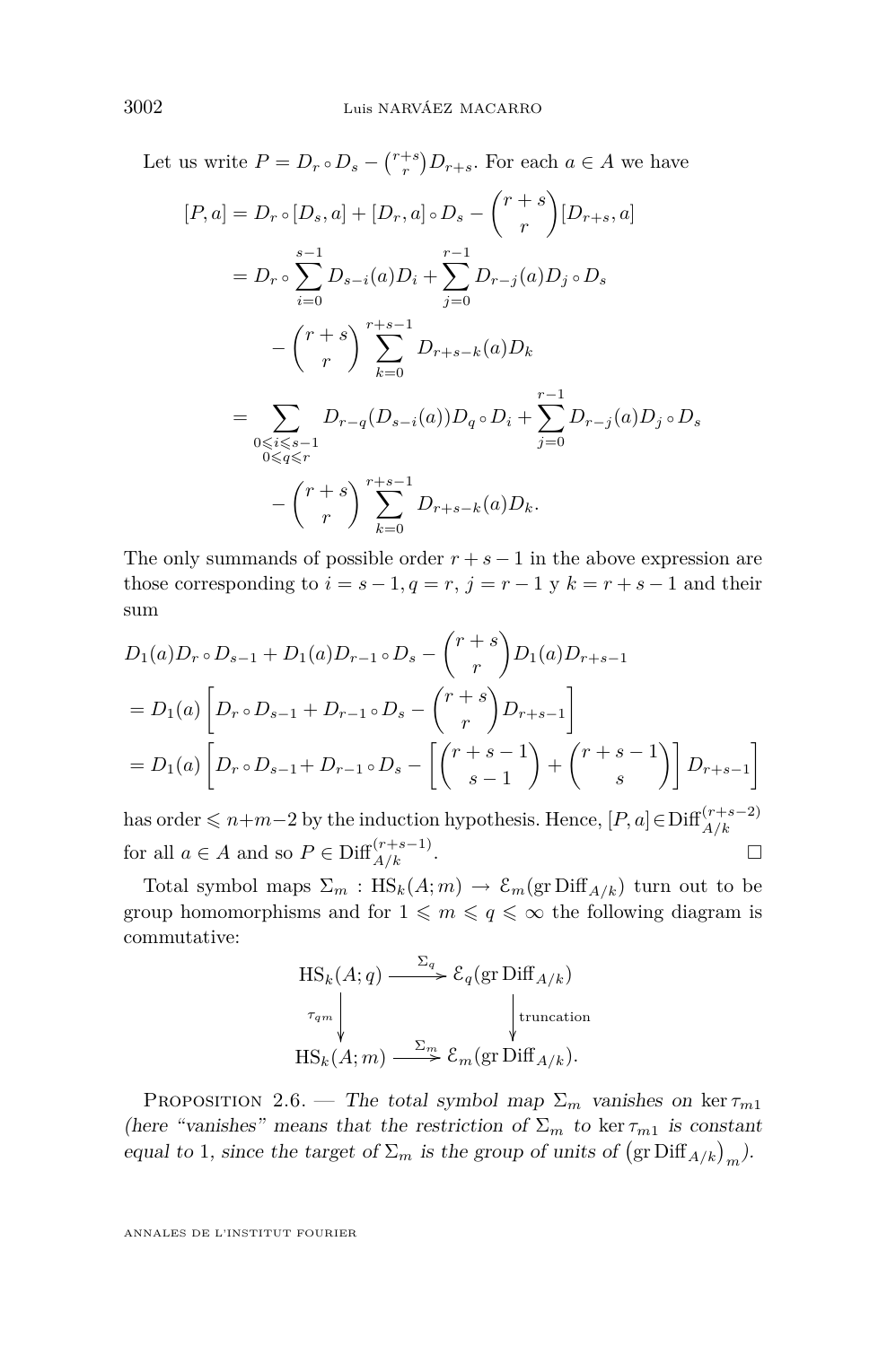Let us write $P = D_r \circ D_s - \binom{r+s}{r} D_{r+s}$. For each $a \in A$ we have

$$
\begin{aligned}
[P,a] &= D_r \circ [D_s, a] + [D_r, a] \circ D_s - \binom{r+s}{r} [D_{r+s}, a] \\
&= D_r \circ \sum_{i=0}^{s-1} D_{s-i}(a) D_i + \sum_{j=0}^{r-1} D_{r-j}(a) D_j \circ D_s \\
&\qquad - \binom{r+s}{r} \sum_{k=0}^{r+s-1} D_{r+s-k}(a) D_k \\
&= \sum_{\substack{0 \leqslant i \leqslant s-1 \\ 0 \leqslant q \leqslant r}} D_{r-q}(D_{s-i}(a)) D_q \circ D_i + \sum_{j=0}^{r-1} D_{r-j}(a) D_j \circ D_s \\
&\qquad - \binom{r+s}{r} \sum_{k=0}^{r+s-1} D_{r+s-k}(a) D_k .
\end{aligned}
$$

The only summands of possible order $r+s-1$ in the above expression are those corresponding to $i = s-1, q = r$, $j = r-1$ y $k = r+s-1$ and their sum

$$
\begin{aligned}
&D_1(a) D_r \circ D_{s-1} + D_1(a) D_{r-1} \circ D_s - \binom{r+s}{r} D_1(a) D_{r+s-1} \\
&= D_1(a) \left[ D_r \circ D_{s-1} + D_{r-1} \circ D_s - \binom{r+s}{r} D_{r+s-1} \right] \\
&= D_1(a) \left[ D_r \circ D_{s-1} + D_{r-1} \circ D_s - \left[ \binom{r+s-1}{s-1} + \binom{r+s-1}{s} \right] D_{r+s-1} \right]
\end{aligned}
$$

has order $\leqslant n+m-2$ by the induction hypothesis. Hence, $[P,a] \in \mathrm{Diff}^{(r+s-2)}_{A/k}$ for all $a \in A$ and so $P \in \mathrm{Diff}^{(r+s-1)}_{A/k}$. □

Total symbol maps $\Sigma_m : \mathrm{HS}_k(A;m) \to \mathcal{E}_m(\mathrm{gr}\,\mathrm{Diff}_{A/k})$ turn out to be group homomorphisms and for $1 \leqslant m \leqslant q \leqslant \infty$ the following diagram is commutative:

$$
\begin{array}{ccc}
\mathrm{HS}_k(A;q) & \xrightarrow{\Sigma_q} & \mathcal{E}_q(\mathrm{gr}\,\mathrm{Diff}_{A/k}) \\
\downarrow{\scriptstyle \tau_{qm}} & & \downarrow{\scriptstyle \text{truncation}} \\
\mathrm{HS}_k(A;m) & \xrightarrow{\Sigma_m} & \mathcal{E}_m(\mathrm{gr}\,\mathrm{Diff}_{A/k}).
\end{array}
$$

Proposition 2.6. — *The total symbol map $\Sigma_m$ vanishes on $\ker \tau_{m1}$ (here "vanishes" means that the restriction of $\Sigma_m$ to $\ker \tau_{m1}$ is constant equal to 1, since the target of $\Sigma_m$ is the group of units of $\left(\mathrm{gr}\,\mathrm{Diff}_{A/k}\right)_m$).*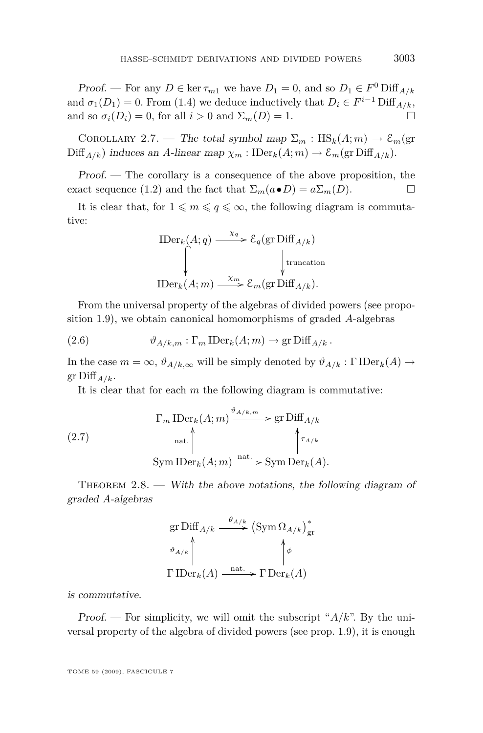*Proof.* — For any $D \in \ker \tau_{m1}$ we have $D_1 = 0$, and so $D_1 \in F^0 \operatorname{Diff}_{A/k}$ and $\sigma_1(D_1) = 0$. From (1.4) we deduce inductively that $D_i \in F^{i-1} \operatorname{Diff}_{A/k}$, and so $\sigma_i(D_i) = 0$, for all $i > 0$ and $\Sigma_m(D) = 1$. □

Corollary 2.7. — *The total symbol map $\Sigma_m : \operatorname{HS}_k(A; m) \to \mathcal{E}_m(\operatorname{gr} \operatorname{Diff}_{A/k})$ induces an $A$-linear map $\chi_m : \operatorname{IDer}_k(A; m) \to \mathcal{E}_m(\operatorname{gr} \operatorname{Diff}_{A/k})$.*

*Proof.* — The corollary is a consequence of the above proposition, the exact sequence (1.2) and the fact that $\Sigma_m(a \bullet D) = a\Sigma_m(D)$. □

It is clear that, for $1 \leqslant m \leqslant q \leqslant \infty$, the following diagram is commutative:

$$\begin{array}{ccc}
\operatorname{IDer}_k(A; q) & \xrightarrow{\chi_q} & \mathcal{E}_q(\operatorname{gr} \operatorname{Diff}_{A/k}) \\
\big\downarrow & & \big\downarrow \text{truncation} \\
\operatorname{IDer}_k(A; m) & \xrightarrow{\chi_m} & \mathcal{E}_m(\operatorname{gr} \operatorname{Diff}_{A/k}).
\end{array}$$

From the universal property of the algebras of divided powers (see proposition 1.9), we obtain canonical homomorphisms of graded $A$-algebras

$$\vartheta_{A/k,m} : \Gamma_m \operatorname{IDer}_k(A; m) \to \operatorname{gr} \operatorname{Diff}_{A/k}. \tag{2.6}$$

In the case $m = \infty$, $\vartheta_{A/k,\infty}$ will be simply denoted by $\vartheta_{A/k} : \Gamma \operatorname{IDer}_k(A) \to \operatorname{gr} \operatorname{Diff}_{A/k}$.

It is clear that for each $m$ the following diagram is commutative:

$$\begin{array}{ccc}
\Gamma_m \operatorname{IDer}_k(A; m) & \xrightarrow{\vartheta_{A/k,m}} & \operatorname{gr} \operatorname{Diff}_{A/k} \\
\text{nat.} \big\uparrow & & \big\uparrow \tau_{A/k} \\
\operatorname{Sym} \operatorname{IDer}_k(A; m) & \xrightarrow{\text{nat.}} & \operatorname{Sym} \operatorname{Der}_k(A).
\end{array} \tag{2.7}$$

Theorem 2.8. — *With the above notations, the following diagram of graded $A$-algebras*

$$\begin{array}{ccc}
\operatorname{gr} \operatorname{Diff}_{A/k} & \xrightarrow{\theta_{A/k}} & \left(\operatorname{Sym} \Omega_{A/k}\right)^*_{\operatorname{gr}} \\
\vartheta_{A/k} \big\uparrow & & \big\uparrow \phi \\
\Gamma \operatorname{IDer}_k(A) & \xrightarrow{\text{nat.}} & \Gamma \operatorname{Der}_k(A)
\end{array}$$

*is commutative.*

*Proof.* — For simplicity, we will omit the subscript "$A/k$". By the universal property of the algebra of divided powers (see prop. 1.9), it is enough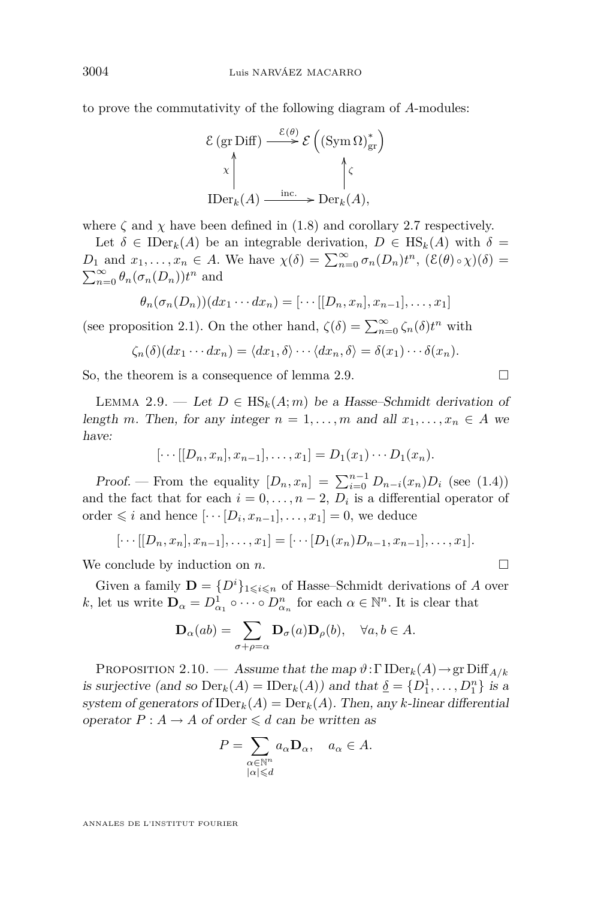to prove the commutativity of the following diagram of $A$-modules:

$$\begin{array}{ccc}
\mathcal{E}\,(\operatorname{gr}\operatorname{Diff}) & \xrightarrow{\mathcal{E}(\theta)} & \mathcal{E}\left((\operatorname{Sym}\Omega)^*_{\operatorname{gr}}\right) \\
\chi \big\uparrow & & \big\uparrow \zeta \\
\operatorname{IDer}_k(A) & \xrightarrow{\text{inc.}} & \operatorname{Der}_k(A),
\end{array}$$

where $\zeta$ and $\chi$ have been defined in (1.8) and corollary 2.7 respectively.

Let $\delta \in \operatorname{IDer}_k(A)$ be an integrable derivation, $D \in \operatorname{HS}_k(A)$ with $\delta = D_1$ and $x_1, \ldots, x_n \in A$. We have $\chi(\delta) = \sum_{n=0}^{\infty} \sigma_n(D_n) t^n$, $(\mathcal{E}(\theta) \circ \chi)(\delta) = \sum_{n=0}^{\infty} \theta_n(\sigma_n(D_n)) t^n$ and

$$\theta_n(\sigma_n(D_n))(dx_1 \cdots dx_n) = [\cdots[[D_n, x_n], x_{n-1}], \ldots, x_1]$$

(see proposition 2.1). On the other hand, $\zeta(\delta) = \sum_{n=0}^{\infty} \zeta_n(\delta) t^n$ with

$$\zeta_n(\delta)(dx_1 \cdots dx_n) = \langle dx_1, \delta\rangle \cdots \langle dx_n, \delta\rangle = \delta(x_1) \cdots \delta(x_n).$$

So, the theorem is a consequence of lemma 2.9. □

Lemma 2.9. — *Let $D \in \operatorname{HS}_k(A; m)$ be a Hasse–Schmidt derivation of length $m$. Then, for any integer $n = 1, \ldots, m$ and all $x_1, \ldots, x_n \in A$ we have:*

$$[\cdots[[D_n, x_n], x_{n-1}], \ldots, x_1] = D_1(x_1) \cdots D_1(x_n).$$

*Proof.* — From the equality $[D_n, x_n] = \sum_{i=0}^{n-1} D_{n-i}(x_n) D_i$ (see (1.4)) and the fact that for each $i = 0, \ldots, n-2$, $D_i$ is a differential operator of order $\leqslant i$ and hence $[\cdots[D_i, x_{n-1}], \ldots, x_1] = 0$, we deduce

$$[\cdots[[D_n, x_n], x_{n-1}], \ldots, x_1] = [\cdots[D_1(x_n) D_{n-1}, x_{n-1}], \ldots, x_1].$$

We conclude by induction on $n$. □

Given a family $\mathbf{D} = \{D^i\}_{1 \leqslant i \leqslant n}$ of Hasse–Schmidt derivations of $A$ over $k$, let us write $\mathbf{D}_\alpha = D^1_{\alpha_1} \circ \cdots \circ D^n_{\alpha_n}$ for each $\alpha \in \mathbb{N}^n$. It is clear that

$$\mathbf{D}_\alpha(ab) = \sum_{\sigma + \rho = \alpha} \mathbf{D}_\sigma(a) \mathbf{D}_\rho(b), \quad \forall a, b \in A.$$

Proposition 2.10. — *Assume that the map $\vartheta : \Gamma\operatorname{IDer}_k(A) \to \operatorname{gr}\operatorname{Diff}_{A/k}$ is surjective (and so $\operatorname{Der}_k(A) = \operatorname{IDer}_k(A)$) and that $\underline{\delta} = \{D^1_1, \ldots, D^n_1\}$ is a system of generators of $\operatorname{IDer}_k(A) = \operatorname{Der}_k(A)$. Then, any $k$-linear differential operator $P : A \to A$ of order $\leqslant d$ can be written as*

$$P = \sum_{\substack{\alpha \in \mathbb{N}^n \\ |\alpha| \leqslant d}} a_\alpha \mathbf{D}_\alpha, \quad a_\alpha \in A.$$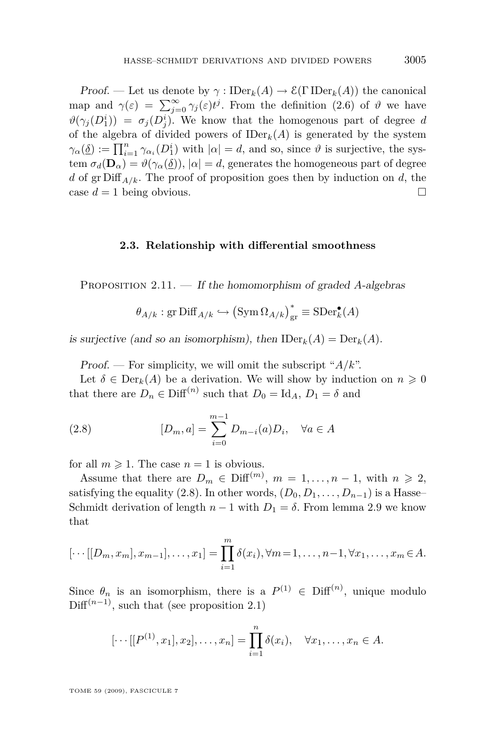*Proof.* — Let us denote by $\gamma : \mathrm{IDer}_k(A) \to \mathcal{E}(\Gamma\, \mathrm{IDer}_k(A))$ the canonical map and $\gamma(\varepsilon) = \sum_{j=0}^{\infty} \gamma_j(\varepsilon) t^j$. From the definition (2.6) of $\vartheta$ we have $\vartheta(\gamma_j(D_1^i)) = \sigma_j(D_j^i)$. We know that the homogenous part of degree $d$ of the algebra of divided powers of $\mathrm{IDer}_k(A)$ is generated by the system $\gamma_\alpha(\underline{\delta}) := \prod_{i=1}^n \gamma_{\alpha_i}(D_1^i)$ with $|\alpha| = d$, and so, since $\vartheta$ is surjective, the system $\sigma_d(\mathbf{D}_\alpha) = \vartheta(\gamma_\alpha(\underline{\delta}))$, $|\alpha| = d$, generates the homogeneous part of degree $d$ of $\mathrm{gr}\,\mathrm{Diff}_{A/k}$. The proof of proposition goes then by induction on $d$, the case $d = 1$ being obvious. □

### 2.3. Relationship with differential smoothness

Proposition 2.11. — *If the homomorphism of graded $A$-algebras*

$$\theta_{A/k} : \mathrm{gr}\,\mathrm{Diff}_{A/k} \hookrightarrow \left(\mathrm{Sym}\,\Omega_{A/k}\right)^*_{\mathrm{gr}} \equiv \mathrm{SDer}_k^\bullet(A)$$

*is surjective (and so an isomorphism), then* $\mathrm{IDer}_k(A) = \mathrm{Der}_k(A)$.

*Proof.* — For simplicity, we will omit the subscript "$A/k$".

Let $\delta \in \mathrm{Der}_k(A)$ be a derivation. We will show by induction on $n \geqslant 0$ that there are $D_n \in \mathrm{Diff}^{(n)}$ such that $D_0 = \mathrm{Id}_A$, $D_1 = \delta$ and

$$[D_m, a] = \sum_{i=0}^{m-1} D_{m-i}(a) D_i, \quad \forall a \in A \tag{2.8}$$

for all $m \geqslant 1$. The case $n = 1$ is obvious.

Assume that there are $D_m \in \mathrm{Diff}^{(m)}$, $m = 1, \ldots, n-1$, with $n \geqslant 2$, satisfying the equality (2.8). In other words, $(D_0, D_1, \ldots, D_{n-1})$ is a Hasse–Schmidt derivation of length $n-1$ with $D_1 = \delta$. From lemma 2.9 we know that

$$[\cdots[[D_m, x_m], x_{m-1}], \ldots, x_1] = \prod_{i=1}^m \delta(x_i), \forall m = 1, \ldots, n-1, \forall x_1, \ldots, x_m \in A.$$

Since $\theta_n$ is an isomorphism, there is a $P^{(1)} \in \mathrm{Diff}^{(n)}$, unique modulo $\mathrm{Diff}^{(n-1)}$, such that (see proposition 2.1)

$$[\cdots[[P^{(1)}, x_1], x_2], \ldots, x_n] = \prod_{i=1}^n \delta(x_i), \quad \forall x_1, \ldots, x_n \in A.$$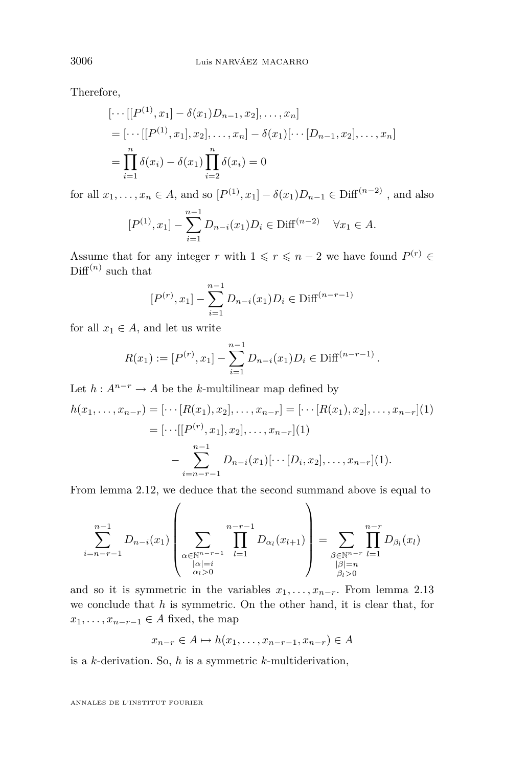Therefore,

$$
\begin{aligned}
&[\cdots[[P^{(1)},x_1]-\delta(x_1)D_{n-1},x_2],\dots,x_n]\\
&=[\cdots[[P^{(1)},x_1],x_2],\dots,x_n]-\delta(x_1)[\cdots[D_{n-1},x_2],\dots,x_n]\\
&=\prod_{i=1}^{n}\delta(x_i)-\delta(x_1)\prod_{i=2}^{n}\delta(x_i)=0
\end{aligned}
$$

for all $x_1,\dots,x_n\in A$, and so $[P^{(1)},x_1]-\delta(x_1)D_{n-1}\in \mathrm{Diff}^{(n-2)}$ , and also

$$
[P^{(1)},x_1]-\sum_{i=1}^{n-1}D_{n-i}(x_1)D_i\in \mathrm{Diff}^{(n-2)}\quad \forall x_1\in A.
$$

Assume that for any integer $r$ with $1\leqslant r\leqslant n-2$ we have found $P^{(r)}\in \mathrm{Diff}^{(n)}$ such that

$$
[P^{(r)},x_1]-\sum_{i=1}^{n-1}D_{n-i}(x_1)D_i\in \mathrm{Diff}^{(n-r-1)}
$$

for all $x_1\in A$, and let us write

$$
R(x_1):=[P^{(r)},x_1]-\sum_{i=1}^{n-1}D_{n-i}(x_1)D_i\in \mathrm{Diff}^{(n-r-1)}.
$$

Let $h:A^{n-r}\to A$ be the $k$-multilinear map defined by

$$
\begin{aligned}
h(x_1,\dots,x_{n-r})&=[\cdots[R(x_1),x_2],\dots,x_{n-r}]=[\cdots[R(x_1),x_2],\dots,x_{n-r}](1)\\
&=[\cdots[[P^{(r)},x_1],x_2],\dots,x_{n-r}](1)\\
&\qquad-\sum_{i=n-r-1}^{n-1}D_{n-i}(x_1)[\cdots[D_i,x_2],\dots,x_{n-r}](1).
\end{aligned}
$$

From lemma 2.12, we deduce that the second summand above is equal to

$$
\sum_{i=n-r-1}^{n-1}D_{n-i}(x_1)\left(\sum_{\substack{\alpha\in\mathbb{N}^{n-r-1}\\|\alpha|=i\\ \alpha_l>0}}\prod_{l=1}^{n-r-1}D_{\alpha_l}(x_{l+1})\right)=\sum_{\substack{\beta\in\mathbb{N}^{n-r}\\|\beta|=n\\ \beta_l>0}}\prod_{l=1}^{n-r}D_{\beta_l}(x_l)
$$

and so it is symmetric in the variables $x_1,\dots,x_{n-r}$. From lemma 2.13 we conclude that $h$ is symmetric. On the other hand, it is clear that, for $x_1,\dots,x_{n-r-1}\in A$ fixed, the map

$$
x_{n-r}\in A\mapsto h(x_1,\dots,x_{n-r-1},x_{n-r})\in A
$$

is a $k$-derivation. So, $h$ is a symmetric $k$-multiderivation,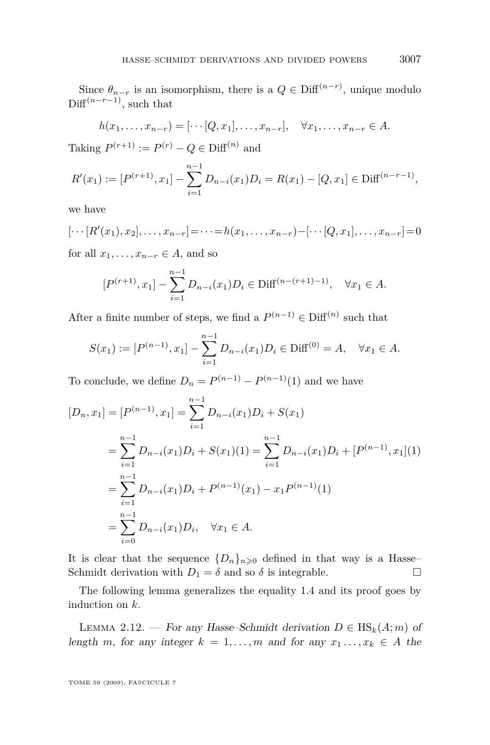Since $\theta_{n-r}$ is an isomorphism, there is a $Q \in \mathrm{Diff}^{(n-r)}$, unique modulo $\mathrm{Diff}^{(n-r-1)}$, such that

$$h(x_1, \ldots, x_{n-r}) = [\cdots [Q, x_1], \ldots, x_{n-r}], \quad \forall x_1, \ldots, x_{n-r} \in A.$$

Taking $P^{(r+1)} := P^{(r)} - Q \in \mathrm{Diff}^{(n)}$ and

$$R'(x_1) := [P^{(r+1)}, x_1] - \sum_{i=1}^{n-1} D_{n-i}(x_1) D_i = R(x_1) - [Q, x_1] \in \mathrm{Diff}^{(n-r-1)},$$

we have

$$[\cdots [R'(x_1), x_2], \ldots, x_{n-r}] = \cdots = h(x_1, \ldots, x_{n-r}) - [\cdots [Q, x_1], \ldots, x_{n-r}] = 0$$

for all $x_1, \ldots, x_{n-r} \in A$, and so

$$[P^{(r+1)}, x_1] - \sum_{i=1}^{n-1} D_{n-i}(x_1) D_i \in \mathrm{Diff}^{(n-(r+1)-1)}, \quad \forall x_1 \in A.$$

After a finite number of steps, we find a $P^{(n-1)} \in \mathrm{Diff}^{(n)}$ such that

$$S(x_1) := [P^{(n-1)}, x_1] - \sum_{i=1}^{n-1} D_{n-i}(x_1) D_i \in \mathrm{Diff}^{(0)} = A, \quad \forall x_1 \in A.$$

To conclude, we define $D_n = P^{(n-1)} - P^{(n-1)}(1)$ and we have

$$\begin{aligned}
[D_n, x_1] = [P^{(n-1)}, x_1] &= \sum_{i=1}^{n-1} D_{n-i}(x_1) D_i + S(x_1) \\
&= \sum_{i=1}^{n-1} D_{n-i}(x_1) D_i + S(x_1)(1) = \sum_{i=1}^{n-1} D_{n-i}(x_1) D_i + [P^{(n-1)}, x_1](1) \\
&= \sum_{i=1}^{n-1} D_{n-i}(x_1) D_i + P^{(n-1)}(x_1) - x_1 P^{(n-1)}(1) \\
&= \sum_{i=0}^{n-1} D_{n-i}(x_1) D_i, \quad \forall x_1 \in A.
\end{aligned}$$

It is clear that the sequence $\{D_n\}_{n \geqslant 0}$ defined in that way is a Hasse–Schmidt derivation with $D_1 = \delta$ and so $\delta$ is integrable. □

The following lemma generalizes the equality 1.4 and its proof goes by induction on $k$.

LEMMA 2.12. — *For any Hasse–Schmidt derivation $D \in \mathrm{HS}_k(A; m)$ of length $m$, for any integer $k = 1, \ldots, m$ and for any $x_1 \ldots, x_k \in A$ the*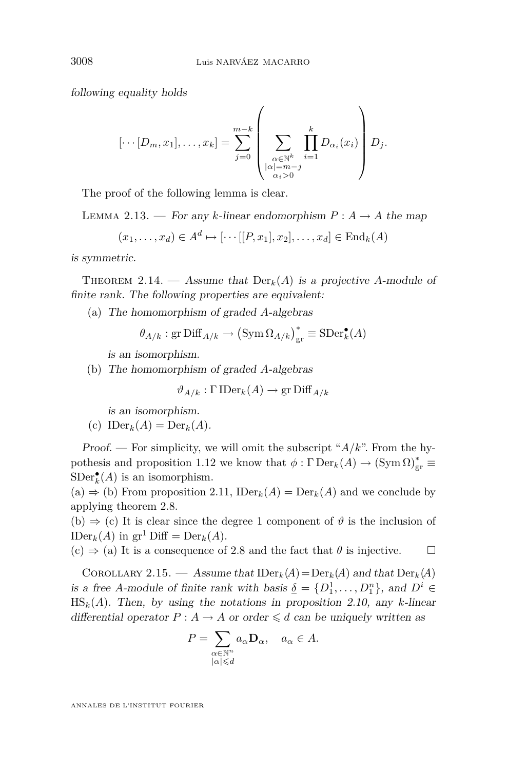following equality holds

$$[\cdots[D_m, x_1], \ldots, x_k] = \sum_{j=0}^{m-k} \left( \sum_{\substack{\alpha \in \mathbb{N}^k \\ |\alpha| = m-j \\ \alpha_i > 0}} \prod_{i=1}^{k} D_{\alpha_i}(x_i) \right) D_j.$$

The proof of the following lemma is clear.

Lemma 2.13. — *For any $k$-linear endomorphism $P : A \to A$ the map*

$$(x_1, \ldots, x_d) \in A^d \mapsto [\cdots[[P, x_1], x_2], \ldots, x_d] \in \operatorname{End}_k(A)$$

*is symmetric.*

Theorem 2.14. — *Assume that $\operatorname{Der}_k(A)$ is a projective $A$-module of finite rank. The following properties are equivalent:*

(a) *The homomorphism of graded $A$-algebras*

$$\theta_{A/k} : \operatorname{gr} \operatorname{Diff}_{A/k} \to \left(\operatorname{Sym} \Omega_{A/k}\right)^*_{\mathrm{gr}} \equiv \operatorname{SDer}^\bullet_k(A)$$

*is an isomorphism.*

(b) *The homomorphism of graded $A$-algebras*

$$\vartheta_{A/k} : \Gamma \operatorname{IDer}_k(A) \to \operatorname{gr} \operatorname{Diff}_{A/k}$$

*is an isomorphism.*

(c) $\operatorname{IDer}_k(A) = \operatorname{Der}_k(A)$.

*Proof.* — For simplicity, we will omit the subscript "$A/k$". From the hypothesis and proposition 1.12 we know that $\phi : \Gamma \operatorname{Der}_k(A) \to (\operatorname{Sym} \Omega)^*_{\mathrm{gr}} \equiv \operatorname{SDer}^\bullet_k(A)$ is an isomorphism.

(a) $\Rightarrow$ (b) From proposition 2.11, $\operatorname{IDer}_k(A) = \operatorname{Der}_k(A)$ and we conclude by applying theorem 2.8.

(b) $\Rightarrow$ (c) It is clear since the degree 1 component of $\vartheta$ is the inclusion of $\operatorname{IDer}_k(A)$ in $\operatorname{gr}^1 \operatorname{Diff} = \operatorname{Der}_k(A)$.

(c) $\Rightarrow$ (a) It is a consequence of 2.8 and the fact that $\theta$ is injective. $\square$

Corollary 2.15. — *Assume that $\operatorname{IDer}_k(A) = \operatorname{Der}_k(A)$ and that $\operatorname{Der}_k(A)$ is a free $A$-module of finite rank with basis $\underline{\delta} = \{D_1^1, \ldots, D_1^n\}$, and $D^i \in \operatorname{HS}_k(A)$. Then, by using the notations in proposition 2.10, any $k$-linear differential operator $P : A \to A$ or order $\leqslant d$ can be uniquely written as*

$$P = \sum_{\substack{\alpha \in \mathbb{N}^n \\ |\alpha| \leqslant d}} a_\alpha \mathbf{D}_\alpha, \quad a_\alpha \in A.$$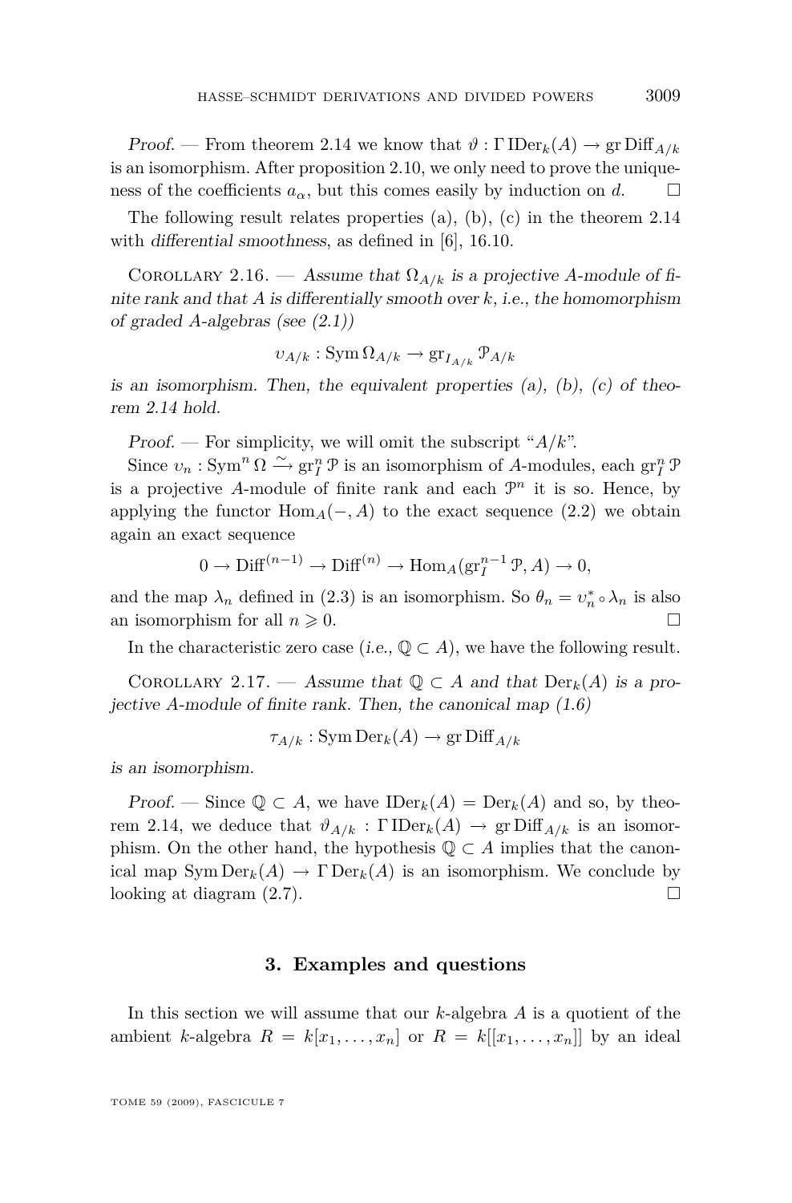*Proof.* — From theorem 2.14 we know that $\vartheta : \Gamma\,\mathrm{IDer}_k(A) \to \mathrm{gr}\,\mathrm{Diff}_{A/k}$ is an isomorphism. After proposition 2.10, we only need to prove the uniqueness of the coefficients $a_\alpha$, but this comes easily by induction on $d$. □

The following result relates properties (a), (b), (c) in the theorem 2.14 with *differential smoothness*, as defined in [6], 16.10.

Corollary 2.16. — *Assume that $\Omega_{A/k}$ is a projective $A$-module of finite rank and that $A$ is differentially smooth over $k$, i.e., the homomorphism of graded $A$-algebras (see (2.1))*

$$\upsilon_{A/k} : \mathrm{Sym}\,\Omega_{A/k} \to \mathrm{gr}_{I_{A/k}}\,\mathcal{P}_{A/k}$$

*is an isomorphism. Then, the equivalent properties (a), (b), (c) of theorem 2.14 hold.*

*Proof.* — For simplicity, we will omit the subscript "$A/k$".

Since $\upsilon_n : \mathrm{Sym}^n\,\Omega \xrightarrow{\sim} \mathrm{gr}_I^n\,\mathcal{P}$ is an isomorphism of $A$-modules, each $\mathrm{gr}_I^n\,\mathcal{P}$ is a projective $A$-module of finite rank and each $\mathcal{P}^n$ it is so. Hence, by applying the functor $\mathrm{Hom}_A(-, A)$ to the exact sequence (2.2) we obtain again an exact sequence

$$0 \to \mathrm{Diff}^{(n-1)} \to \mathrm{Diff}^{(n)} \to \mathrm{Hom}_A(\mathrm{gr}_I^{n-1}\,\mathcal{P}, A) \to 0,$$

and the map $\lambda_n$ defined in (2.3) is an isomorphism. So $\theta_n = \upsilon_n^* \circ \lambda_n$ is also an isomorphism for all $n \geqslant 0$. □

In the characteristic zero case (*i.e.*, $\mathbb{Q} \subset A$), we have the following result.

Corollary 2.17. — *Assume that $\mathbb{Q} \subset A$ and that $\mathrm{Der}_k(A)$ is a projective $A$-module of finite rank. Then, the canonical map (1.6)*

$$\tau_{A/k} : \mathrm{Sym}\,\mathrm{Der}_k(A) \to \mathrm{gr}\,\mathrm{Diff}_{A/k}$$

*is an isomorphism.*

*Proof.* — Since $\mathbb{Q} \subset A$, we have $\mathrm{IDer}_k(A) = \mathrm{Der}_k(A)$ and so, by theorem 2.14, we deduce that $\vartheta_{A/k} : \Gamma\,\mathrm{IDer}_k(A) \to \mathrm{gr}\,\mathrm{Diff}_{A/k}$ is an isomorphism. On the other hand, the hypothesis $\mathbb{Q} \subset A$ implies that the canonical map $\mathrm{Sym}\,\mathrm{Der}_k(A) \to \Gamma\,\mathrm{Der}_k(A)$ is an isomorphism. We conclude by looking at diagram (2.7). □

## 3. Examples and questions

In this section we will assume that our $k$-algebra $A$ is a quotient of the ambient $k$-algebra $R = k[x_1, \ldots, x_n]$ or $R = k[[x_1, \ldots, x_n]]$ by an ideal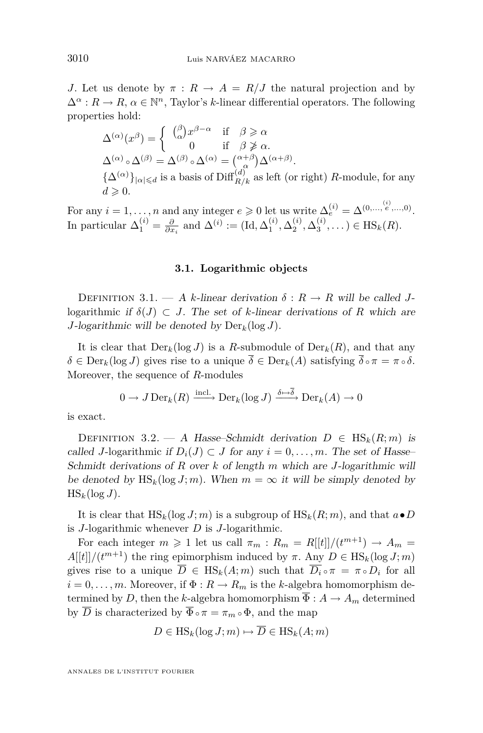$J$. Let us denote by $\pi : R \to A = R/J$ the natural projection and by $\Delta^\alpha : R \to R$, $\alpha \in \mathbb{N}^n$, Taylor's $k$-linear differential operators. The following properties hold:

$$\Delta^{(\alpha)}(x^\beta) = \begin{cases} \binom{\beta}{\alpha} x^{\beta-\alpha} & \text{if} \quad \beta \geqslant \alpha \\ 0 & \text{if} \quad \beta \not\geqslant \alpha. \end{cases}$$

$\Delta^{(\alpha)} \circ \Delta^{(\beta)} = \Delta^{(\beta)} \circ \Delta^{(\alpha)} = \binom{\alpha+\beta}{\alpha} \Delta^{(\alpha+\beta)}$.

$\{\Delta^{(\alpha)}\}_{|\alpha| \leqslant d}$ is a basis of $\mathrm{Diff}^{(d)}_{R/k}$ as left (or right) $R$-module, for any $d \geqslant 0$.

For any $i = 1, \ldots, n$ and any integer $e \geqslant 0$ let us write $\Delta^{(i)}_e = \Delta^{(0,\ldots,\overset{(i)}{e},\ldots,0)}$. In particular $\Delta^{(i)}_1 = \frac{\partial}{\partial x_i}$ and $\Delta^{(i)} := (\mathrm{Id}, \Delta^{(i)}_1, \Delta^{(i)}_2, \Delta^{(i)}_3, \ldots) \in \mathrm{HS}_k(R)$.

### 3.1. Logarithmic objects

Definition 3.1. — *A $k$-linear derivation $\delta : R \to R$ will be called $J$-logarithmic if $\delta(J) \subset J$. The set of $k$-linear derivations of $R$ which are $J$-logarithmic will be denoted by $\mathrm{Der}_k(\log J)$.*

It is clear that $\mathrm{Der}_k(\log J)$ is a $R$-submodule of $\mathrm{Der}_k(R)$, and that any $\delta \in \mathrm{Der}_k(\log J)$ gives rise to a unique $\overline{\delta} \in \mathrm{Der}_k(A)$ satisfying $\overline{\delta} \circ \pi = \pi \circ \delta$. Moreover, the sequence of $R$-modules

$$0 \to J\,\mathrm{Der}_k(R) \xrightarrow{\text{incl.}} \mathrm{Der}_k(\log J) \xrightarrow{\delta \mapsto \overline{\delta}} \mathrm{Der}_k(A) \to 0$$

is exact.

Definition 3.2. — *A Hasse–Schmidt derivation $D \in \mathrm{HS}_k(R; m)$ is called $J$-logarithmic if $D_i(J) \subset J$ for any $i = 0, \ldots, m$. The set of Hasse–Schmidt derivations of $R$ over $k$ of length $m$ which are $J$-logarithmic will be denoted by $\mathrm{HS}_k(\log J; m)$. When $m = \infty$ it will be simply denoted by $\mathrm{HS}_k(\log J)$.*

It is clear that $\mathrm{HS}_k(\log J; m)$ is a subgroup of $\mathrm{HS}_k(R; m)$, and that $a \bullet D$ is $J$-logarithmic whenever $D$ is $J$-logarithmic.

For each integer $m \geqslant 1$ let us call $\pi_m : R_m = R[[t]]/(t^{m+1}) \to A_m = A[[t]]/(t^{m+1})$ the ring epimorphism induced by $\pi$. Any $D \in \mathrm{HS}_k(\log J; m)$ gives rise to a unique $\overline{D} \in \mathrm{HS}_k(A; m)$ such that $\overline{D}_i \circ \pi = \pi \circ D_i$ for all $i = 0, \ldots, m$. Moreover, if $\Phi : R \to R_m$ is the $k$-algebra homomorphism determined by $D$, then the $k$-algebra homomorphism $\overline{\Phi} : A \to A_m$ determined by $\overline{D}$ is characterized by $\overline{\Phi} \circ \pi = \pi_m \circ \Phi$, and the map

$$D \in \mathrm{HS}_k(\log J; m) \mapsto \overline{D} \in \mathrm{HS}_k(A; m)$$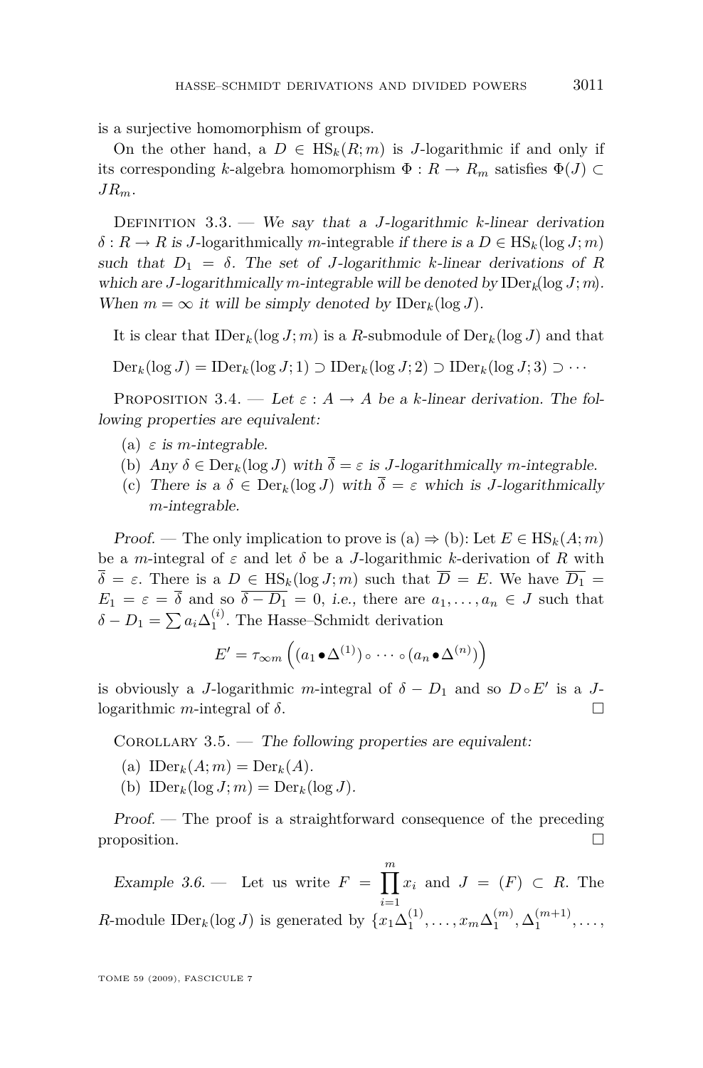is a surjective homomorphism of groups.

On the other hand, a $D \in \mathrm{HS}_k(R;m)$ is $J$-logarithmic if and only if its corresponding $k$-algebra homomorphism $\Phi : R \to R_m$ satisfies $\Phi(J) \subset JR_m$.

Definition 3.3. — *We say that a $J$-logarithmic $k$-linear derivation $\delta : R \to R$ is $J$-logarithmically $m$-integrable if there is a $D \in \mathrm{HS}_k(\log J;m)$ such that $D_1 = \delta$. The set of $J$-logarithmic $k$-linear derivations of $R$ which are $J$-logarithmically $m$-integrable will be denoted by $\mathrm{IDer}_k(\log J;m)$. When $m = \infty$ it will be simply denoted by $\mathrm{IDer}_k(\log J)$.*

It is clear that $\mathrm{IDer}_k(\log J;m)$ is a $R$-submodule of $\mathrm{Der}_k(\log J)$ and that

$$\mathrm{Der}_k(\log J) = \mathrm{IDer}_k(\log J;1) \supset \mathrm{IDer}_k(\log J;2) \supset \mathrm{IDer}_k(\log J;3) \supset \cdots$$

Proposition 3.4. — *Let $\varepsilon : A \to A$ be a $k$-linear derivation. The following properties are equivalent:*

(a) *$\varepsilon$ is $m$-integrable.*
(b) *Any $\delta \in \mathrm{Der}_k(\log J)$ with $\overline{\delta} = \varepsilon$ is $J$-logarithmically $m$-integrable.*
(c) *There is a $\delta \in \mathrm{Der}_k(\log J)$ with $\overline{\delta} = \varepsilon$ which is $J$-logarithmically $m$-integrable.*

*Proof.* — The only implication to prove is (a) $\Rightarrow$ (b): Let $E \in \mathrm{HS}_k(A;m)$ be a $m$-integral of $\varepsilon$ and let $\delta$ be a $J$-logarithmic $k$-derivation of $R$ with $\overline{\delta} = \varepsilon$. There is a $D \in \mathrm{HS}_k(\log J;m)$ such that $\overline{D} = E$. We have $\overline{D_1} = E_1 = \varepsilon = \overline{\delta}$ and so $\overline{\delta - D_1} = 0$, *i.e.*, there are $a_1, \dots, a_n \in J$ such that $\delta - D_1 = \sum a_i \Delta_1^{(i)}$. The Hasse–Schmidt derivation

$$E' = \tau_{\infty m}\left((a_1 \bullet \Delta^{(1)}) \circ \cdots \circ (a_n \bullet \Delta^{(n)})\right)$$

is obviously a $J$-logarithmic $m$-integral of $\delta - D_1$ and so $D \circ E'$ is a $J$-logarithmic $m$-integral of $\delta$. $\square$

Corollary 3.5. — *The following properties are equivalent:*

(a) $\mathrm{IDer}_k(A;m) = \mathrm{Der}_k(A)$.
(b) $\mathrm{IDer}_k(\log J;m) = \mathrm{Der}_k(\log J)$.

*Proof.* — The proof is a straightforward consequence of the preceding proposition. $\square$

*Example 3.6.* — Let us write $F = \prod_{i=1}^{m} x_i$ and $J = (F) \subset R$. The $R$-module $\mathrm{IDer}_k(\log J)$ is generated by $\{x_1\Delta_1^{(1)}, \dots, x_m\Delta_1^{(m)}, \Delta_1^{(m+1)}, \dots,$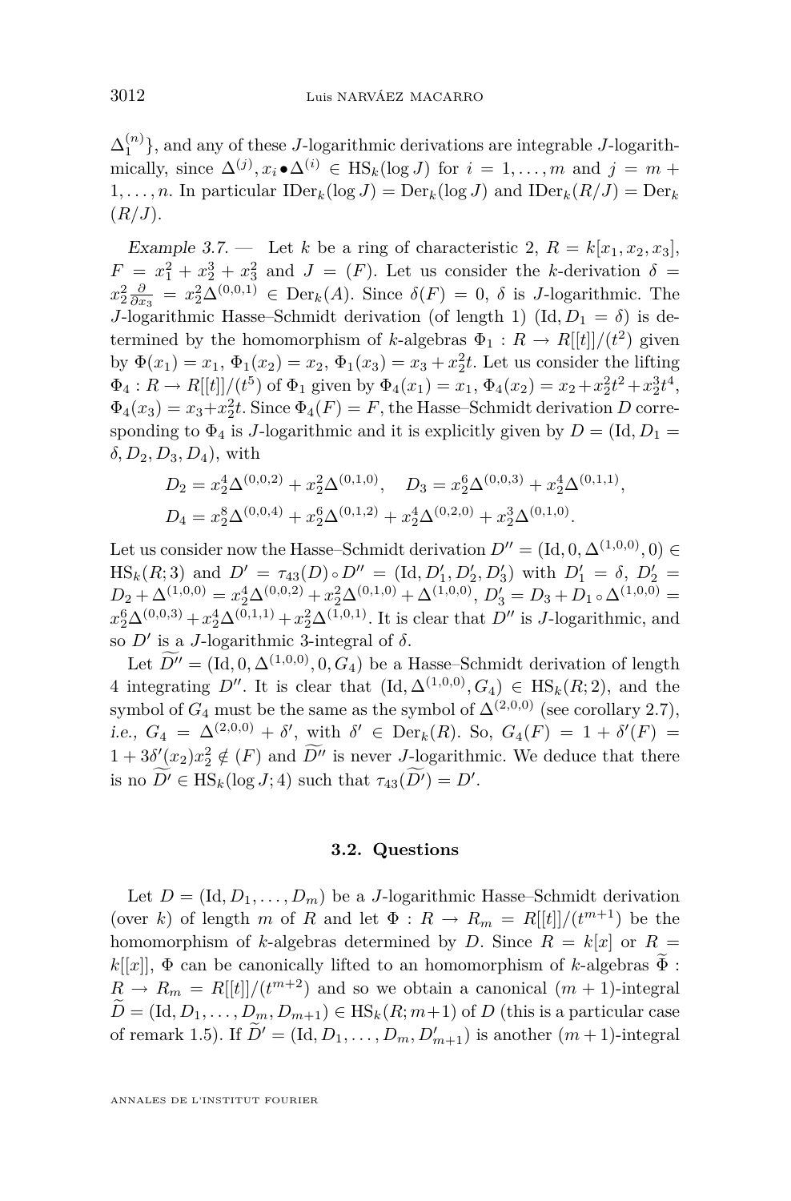$\Delta_1^{(n)}\}$, and any of these $J$-logarithmic derivations are integrable $J$-logarithmically, since $\Delta^{(j)}, x_i \bullet \Delta^{(i)} \in \mathrm{HS}_k(\log J)$ for $i = 1, \ldots, m$ and $j = m+1, \ldots, n$. In particular $\mathrm{IDer}_k(\log J) = \mathrm{Der}_k(\log J)$ and $\mathrm{IDer}_k(R/J) = \mathrm{Der}_k(R/J)$.

*Example 3.7.* — Let $k$ be a ring of characteristic 2, $R = k[x_1, x_2, x_3]$, $F = x_1^2 + x_2^3 + x_3^2$ and $J = (F)$. Let us consider the $k$-derivation $\delta = x_2^2 \frac{\partial}{\partial x_3} = x_2^2 \Delta^{(0,0,1)} \in \mathrm{Der}_k(A)$. Since $\delta(F) = 0$, $\delta$ is $J$-logarithmic. The $J$-logarithmic Hasse–Schmidt derivation (of length 1) $(\mathrm{Id}, D_1 = \delta)$ is determined by the homomorphism of $k$-algebras $\Phi_1 : R \to R[[t]]/(t^2)$ given by $\Phi(x_1) = x_1$, $\Phi_1(x_2) = x_2$, $\Phi_1(x_3) = x_3 + x_2^2 t$. Let us consider the lifting $\Phi_4 : R \to R[[t]]/(t^5)$ of $\Phi_1$ given by $\Phi_4(x_1) = x_1$, $\Phi_4(x_2) = x_2 + x_2^2 t^2 + x_2^3 t^4$, $\Phi_4(x_3) = x_3 + x_2^2 t$. Since $\Phi_4(F) = F$, the Hasse–Schmidt derivation $D$ corresponding to $\Phi_4$ is $J$-logarithmic and it is explicitly given by $D = (\mathrm{Id}, D_1 = \delta, D_2, D_3, D_4)$, with

$$D_2 = x_2^4 \Delta^{(0,0,2)} + x_2^2 \Delta^{(0,1,0)}, \quad D_3 = x_2^6 \Delta^{(0,0,3)} + x_2^4 \Delta^{(0,1,1)},$$
$$D_4 = x_2^8 \Delta^{(0,0,4)} + x_2^6 \Delta^{(0,1,2)} + x_2^4 \Delta^{(0,2,0)} + x_2^3 \Delta^{(0,1,0)}.$$

Let us consider now the Hasse–Schmidt derivation $D'' = (\mathrm{Id}, 0, \Delta^{(1,0,0)}, 0) \in \mathrm{HS}_k(R; 3)$ and $D' = \tau_{43}(D) \circ D'' = (\mathrm{Id}, D'_1, D'_2, D'_3)$ with $D'_1 = \delta$, $D'_2 = D_2 + \Delta^{(1,0,0)} = x_2^4 \Delta^{(0,0,2)} + x_2^2 \Delta^{(0,1,0)} + \Delta^{(1,0,0)}$, $D'_3 = D_3 + D_1 \circ \Delta^{(1,0,0)} = x_2^6 \Delta^{(0,0,3)} + x_2^4 \Delta^{(0,1,1)} + x_2^2 \Delta^{(1,0,1)}$. It is clear that $D''$ is $J$-logarithmic, and so $D'$ is a $J$-logarithmic 3-integral of $\delta$.

Let $\widetilde{D''} = (\mathrm{Id}, 0, \Delta^{(1,0,0)}, 0, G_4)$ be a Hasse–Schmidt derivation of length 4 integrating $D''$. It is clear that $(\mathrm{Id}, \Delta^{(1,0,0)}, G_4) \in \mathrm{HS}_k(R; 2)$, and the symbol of $G_4$ must be the same as the symbol of $\Delta^{(2,0,0)}$ (see corollary 2.7), *i.e.*, $G_4 = \Delta^{(2,0,0)} + \delta'$, with $\delta' \in \mathrm{Der}_k(R)$. So, $G_4(F) = 1 + \delta'(F) = 1 + 3\delta'(x_2)x_2^2 \notin (F)$ and $\widetilde{D''}$ is never $J$-logarithmic. We deduce that there is no $\widetilde{D'} \in \mathrm{HS}_k(\log J; 4)$ such that $\tau_{43}(\widetilde{D'}) = D'$.

### 3.2. Questions

Let $D = (\mathrm{Id}, D_1, \ldots, D_m)$ be a $J$-logarithmic Hasse–Schmidt derivation (over $k$) of length $m$ of $R$ and let $\Phi : R \to R_m = R[[t]]/(t^{m+1})$ be the homomorphism of $k$-algebras determined by $D$. Since $R = k[x]$ or $R = k[[x]]$, $\Phi$ can be canonically lifted to an homomorphism of $k$-algebras $\widetilde{\Phi} : R \to R_m = R[[t]]/(t^{m+2})$ and so we obtain a canonical $(m+1)$-integral $\widetilde{D} = (\mathrm{Id}, D_1, \ldots, D_m, D_{m+1}) \in \mathrm{HS}_k(R; m+1)$ of $D$ (this is a particular case of remark 1.5). If $\widetilde{D}' = (\mathrm{Id}, D_1, \ldots, D_m, D'_{m+1})$ is another $(m+1)$-integral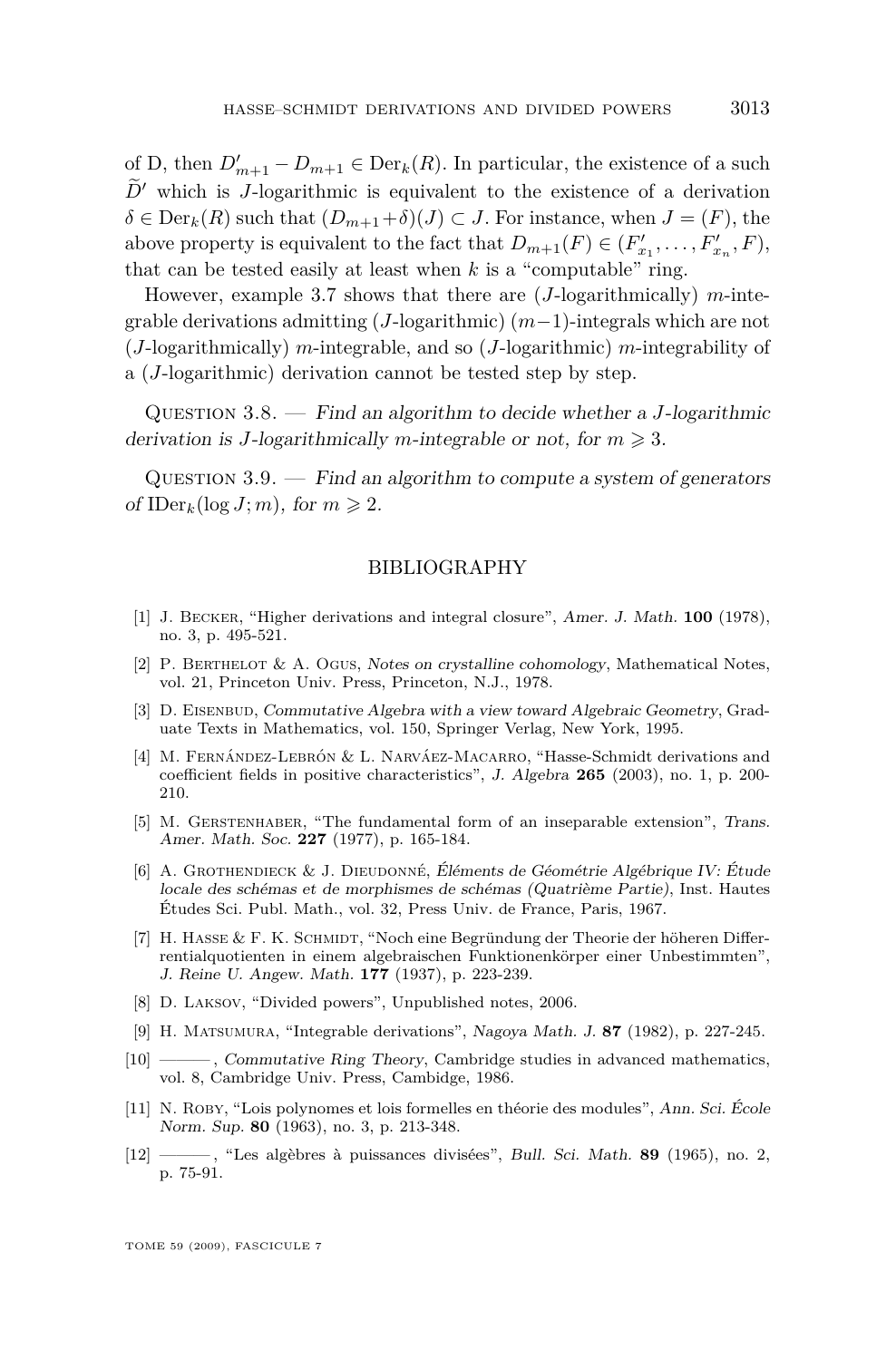of D, then $D'_{m+1} - D_{m+1} \in \mathrm{Der}_k(R)$. In particular, the existence of a such $\widetilde{D}'$ which is $J$-logarithmic is equivalent to the existence of a derivation $\delta \in \mathrm{Der}_k(R)$ such that $(D_{m+1}+\delta)(J) \subset J$. For instance, when $J = (F)$, the above property is equivalent to the fact that $D_{m+1}(F) \in (F'_{x_1}, \dots, F'_{x_n}, F)$, that can be tested easily at least when $k$ is a "computable" ring.

However, example 3.7 shows that there are ($J$-logarithmically) $m$-integrable derivations admitting ($J$-logarithmic) $(m-1)$-integrals which are not ($J$-logarithmically) $m$-integrable, and so ($J$-logarithmic) $m$-integrability of a ($J$-logarithmic) derivation cannot be tested step by step.

Question 3.8. — *Find an algorithm to decide whether a $J$-logarithmic derivation is $J$-logarithmically $m$-integrable or not, for $m \geqslant 3$.*

Question 3.9. — *Find an algorithm to compute a system of generators of $\mathrm{IDer}_k(\log J; m)$, for $m \geqslant 2$.*

## BIBLIOGRAPHY

[1] J. Becker, "Higher derivations and integral closure", *Amer. J. Math.* **100** (1978), no. 3, p. 495-521.

[2] P. Berthelot & A. Ogus, *Notes on crystalline cohomology*, Mathematical Notes, vol. 21, Princeton Univ. Press, Princeton, N.J., 1978.

[3] D. Eisenbud, *Commutative Algebra with a view toward Algebraic Geometry*, Graduate Texts in Mathematics, vol. 150, Springer Verlag, New York, 1995.

[4] M. Fernández-Lebrón & L. Narváez-Macarro, "Hasse-Schmidt derivations and coefficient fields in positive characteristics", *J. Algebra* **265** (2003), no. 1, p. 200-210.

[5] M. Gerstenhaber, "The fundamental form of an inseparable extension", *Trans. Amer. Math. Soc.* **227** (1977), p. 165-184.

[6] A. Grothendieck & J. Dieudonné, *Éléments de Géométrie Algébrique IV: Étude locale des schémas et de morphismes de schémas (Quatrième Partie)*, Inst. Hautes Études Sci. Publ. Math., vol. 32, Press Univ. de France, Paris, 1967.

[7] H. Hasse & F. K. Schmidt, "Noch eine Begründung der Theorie der höheren Differentialquotienten in einem algebraischen Funktionenkörper einer Unbestimmten", *J. Reine U. Angew. Math.* **177** (1937), p. 223-239.

[8] D. Laksov, "Divided powers", Unpublished notes, 2006.

[9] H. Matsumura, "Integrable derivations", *Nagoya Math. J.* **87** (1982), p. 227-245.

[10] ———, *Commutative Ring Theory*, Cambridge studies in advanced mathematics, vol. 8, Cambridge Univ. Press, Cambidge, 1986.

[11] N. Roby, "Lois polynomes et lois formelles en théorie des modules", *Ann. Sci. École Norm. Sup.* **80** (1963), no. 3, p. 213-348.

[12] ———, "Les algèbres à puissances divisées", *Bull. Sci. Math.* **89** (1965), no. 2, p. 75-91.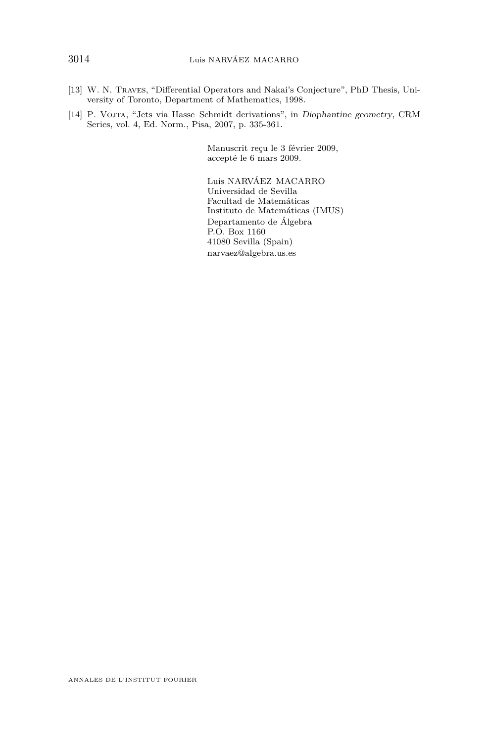[13] W. N. Traves, "Differential Operators and Nakai's Conjecture", PhD Thesis, University of Toronto, Department of Mathematics, 1998.

[14] P. Vojta, "Jets via Hasse–Schmidt derivations", in *Diophantine geometry*, CRM Series, vol. 4, Ed. Norm., Pisa, 2007, p. 335-361.

Manuscrit reçu le 3 février 2009,
accepté le 6 mars 2009.

Luis NARVÁEZ MACARRO
Universidad de Sevilla
Facultad de Matemáticas
Instituto de Matemáticas (IMUS)
Departamento de Álgebra
P.O. Box 1160
41080 Sevilla (Spain)
narvaez@algebra.us.es